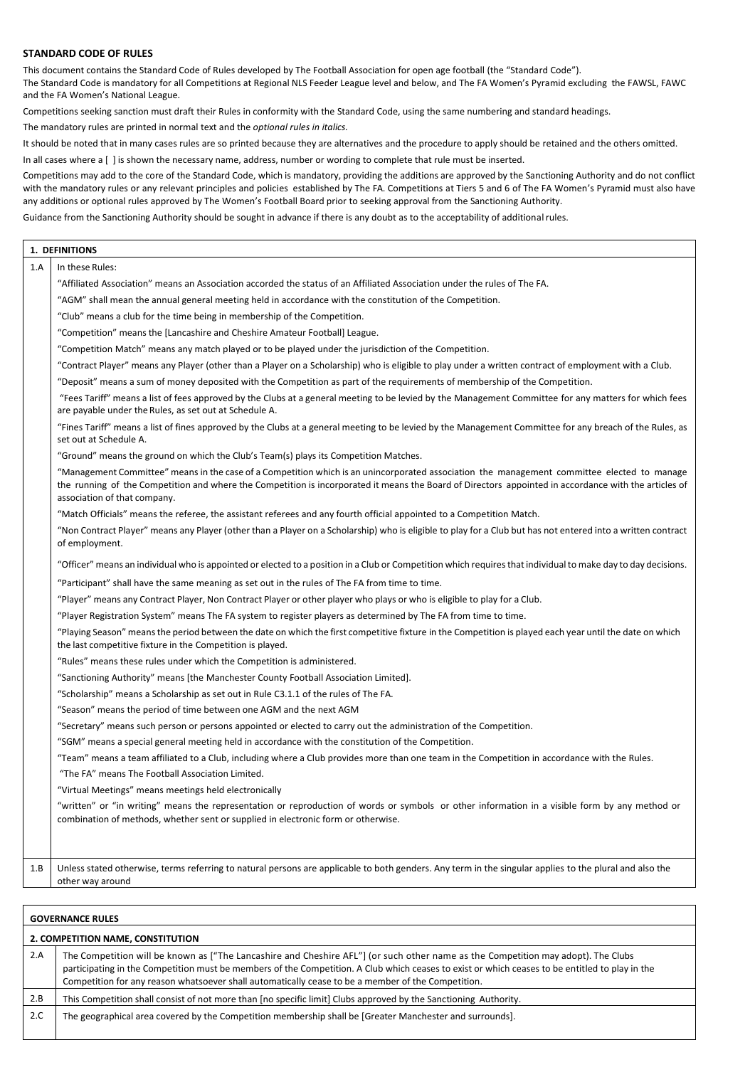**STANDARD CODE OF RULES**

This document contains the Standard Code of Rules developed by The Football Association for open age football (the "Standard Code").

The Standard Code is mandatory for all Competitions at Regional NLS Feeder League level and below, and The FA Women's Pyramid excluding the FAWSL, FAWC and the FA Women's National League.

Competitions seeking sanction must draft their Rules in conformity with the Standard Code, using the same numbering and standard headings.

The mandatory rules are printed in normal text and the *optional rules in italics.*

It should be noted that in many cases rules are so printed because they are alternatives and the procedure to apply should be retained and the others omitted.

In all cases where a [ ] is shown the necessary name, address, number or wording to complete that rule must be inserted.

Competitions may add to the core of the Standard Code, which is mandatory, providing the additions are approved by the Sanctioning Authority and do not conflict with the mandatory rules or any relevant principles and policies established by The FA. Competitions at Tiers 5 and 6 of The FA Women's Pyramid must also have any additions or optional rules approved by The Women's Football Board prior to seeking approval from the Sanctioning Authority.

Guidance from the Sanctioning Authority should be sought in advance if there is any doubt as to the acceptability of additional rules.

## 1. DEFINITIONS

| | |
|---|---|
| 1.A | In these Rules:<br><br>"Affiliated Association" means an Association accorded the status of an Affiliated Association under the rules of The FA.<br><br>"AGM" shall mean the annual general meeting held in accordance with the constitution of the Competition.<br><br>"Club" means a club for the time being in membership of the Competition.<br><br>"Competition" means the [Lancashire and Cheshire Amateur Football] League.<br><br>"Competition Match" means any match played or to be played under the jurisdiction of the Competition.<br><br>"Contract Player" means any Player (other than a Player on a Scholarship) who is eligible to play under a written contract of employment with a Club.<br><br>"Deposit" means a sum of money deposited with the Competition as part of the requirements of membership of the Competition.<br><br>"Fees Tariff" means a list of fees approved by the Clubs at a general meeting to be levied by the Management Committee for any matters for which fees are payable under the Rules, as set out at Schedule A.<br><br>"Fines Tariff" means a list of fines approved by the Clubs at a general meeting to be levied by the Management Committee for any breach of the Rules, as set out at Schedule A.<br><br>"Ground" means the ground on which the Club's Team(s) plays its Competition Matches.<br><br>"Management Committee" means in the case of a Competition which is an unincorporated association the management committee elected to manage the running of the Competition and where the Competition is incorporated it means the Board of Directors appointed in accordance with the articles of association of that company.<br><br>"Match Officials" means the referee, the assistant referees and any fourth official appointed to a Competition Match.<br><br>"Non Contract Player" means any Player (other than a Player on a Scholarship) who is eligible to play for a Club but has not entered into a written contract of employment.<br><br>"Officer" means an individual who is appointed or elected to a position in a Club or Competition which requires that individual to make day to day decisions.<br><br>"Participant" shall have the same meaning as set out in the rules of The FA from time to time.<br><br>"Player" means any Contract Player, Non Contract Player or other player who plays or who is eligible to play for a Club.<br><br>"Player Registration System" means The FA system to register players as determined by The FA from time to time.<br><br>"Playing Season" means the period between the date on which the first competitive fixture in the Competition is played each year until the date on which the last competitive fixture in the Competition is played.<br><br>"Rules" means these rules under which the Competition is administered.<br><br>"Sanctioning Authority" means [the Manchester County Football Association Limited].<br><br>"Scholarship" means a Scholarship as set out in Rule C3.1.1 of the rules of The FA.<br><br>"Season" means the period of time between one AGM and the next AGM<br><br>"Secretary" means such person or persons appointed or elected to carry out the administration of the Competition.<br><br>"SGM" means a special general meeting held in accordance with the constitution of the Competition.<br><br>"Team" means a team affiliated to a Club, including where a Club provides more than one team in the Competition in accordance with the Rules.<br><br>"The FA" means The Football Association Limited.<br><br>"Virtual Meetings" means meetings held electronically<br><br>"written" or "in writing" means the representation or reproduction of words or symbols or other information in a visible form by any method or combination of methods, whether sent or supplied in electronic form or otherwise. |
| 1.B | Unless stated otherwise, terms referring to natural persons are applicable to both genders. Any term in the singular applies to the plural and also the other way around |

## GOVERNANCE RULES

### 2. COMPETITION NAME, CONSTITUTION

| | |
|---|---|
| 2.A | The Competition will be known as ["The Lancashire and Cheshire AFL"] (or such other name as the Competition may adopt). The Clubs participating in the Competition must be members of the Competition. A Club which ceases to exist or which ceases to be entitled to play in the Competition for any reason whatsoever shall automatically cease to be a member of the Competition. |
| 2.B | This Competition shall consist of not more than [no specific limit] Clubs approved by the Sanctioning Authority. |
| 2.C | The geographical area covered by the Competition membership shall be [Greater Manchester and surrounds]. |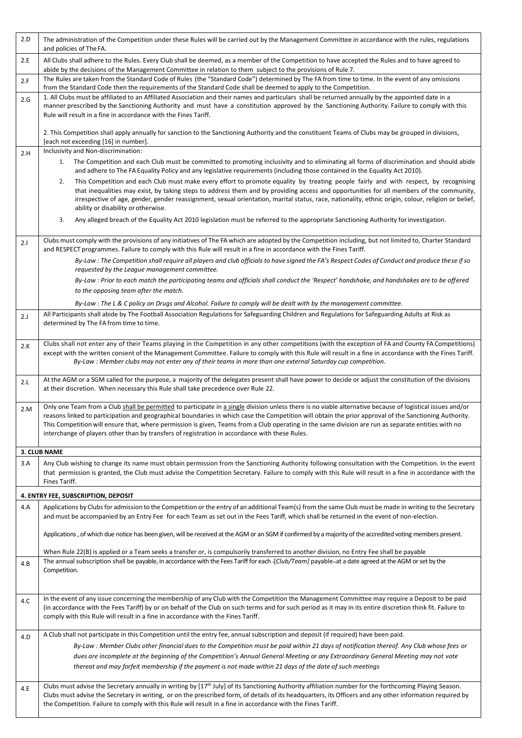| | |
|---|---|
| 2.D | The administration of the Competition under these Rules will be carried out by the Management Committee in accordance with the rules, regulations and policies of The FA. |
| 2.E | All Clubs shall adhere to the Rules. Every Club shall be deemed, as a member of the Competition to have accepted the Rules and to have agreed to abide by the decisions of the Management Committee in relation to them subject to the provisions of Rule 7. |
| 2.F | The Rules are taken from the Standard Code of Rules (the "Standard Code") determined by The FA from time to time. In the event of any omissions from the Standard Code then the requirements of the Standard Code shall be deemed to apply to the Competition. |
| 2.G | 1. All Clubs must be affiliated to an Affiliated Association and their names and particulars shall be returned annually by the appointed date in a manner prescribed by the Sanctioning Authority and must have a constitution approved by the Sanctioning Authority. Failure to comply with this Rule will result in a fine in accordance with the Fines Tariff.<br><br>2. This Competition shall apply annually for sanction to the Sanctioning Authority and the constituent Teams of Clubs may be grouped in divisions, [each not exceeding [16] in number]. |
| 2.H | Inclusivity and Non-discrimination:<br>1. The Competition and each Club must be committed to promoting inclusivity and to eliminating all forms of discrimination and should abide and adhere to The FA Equality Policy and any legislative requirements (including those contained in the Equality Act 2010).<br>2. This Competition and each Club must make every effort to promote equality by treating people fairly and with respect, by recognising that inequalities may exist, by taking steps to address them and by providing access and opportunities for all members of the community, irrespective of age, gender, gender reassignment, sexual orientation, marital status, race, nationality, ethnic origin, colour, religion or belief, ability or disability or otherwise.<br>3. Any alleged breach of the Equality Act 2010 legislation must be referred to the appropriate Sanctioning Authority for investigation. |
| 2.I | Clubs must comply with the provisions of any initiatives of The FA which are adopted by the Competition including, but not limited to, Charter Standard and RESPECT programmes. Failure to comply with this Rule will result in a fine in accordance with the Fines Tariff.<br>*By-Law : The Competition shall require all players and club officials to have signed the FA's Respect Codes of Conduct and produce these if so requested by the League management committee.*<br>*By-Law : Prior to each match the participating teams and officials shall conduct the 'Respect' handshake, and handshakes are to be offered to the opposing team after the match.*<br>*By-Law : The L & C policy on Drugs and Alcohol. Failure to comply will be dealt with by the management committee.* |
| 2.J | All Participants shall abide by The Football Association Regulations for Safeguarding Children and Regulations for Safeguarding Adults at Risk as determined by The FA from time to time. |
| 2.K | Clubs shall not enter any of their Teams playing in the Competition in any other competitions (with the exception of FA and County FA Competitions) except with the written consent of the Management Committee. Failure to comply with this Rule will result in a fine in accordance with the Fines Tariff.<br>*By-Law : Member clubs may not enter any of their teams in more than one external Saturday cup competition.* |
| 2.L | At the AGM or a SGM called for the purpose, a majority of the delegates present shall have power to decide or adjust the constitution of the divisions at their discretion. When necessary this Rule shall take precedence over Rule 22. |
| 2.M | Only one Team from a Club shall be permitted to participate in a single division unless there is no viable alternative because of logistical issues and/or reasons linked to participation and geographical boundaries in which case the Competition will obtain the prior approval of the Sanctioning Authority. This Competition will ensure that, where permission is given, Teams from a Club operating in the same division are run as separate entities with no interchange of players other than by transfers of registration in accordance with these Rules. |
| **3. CLUB NAME** | |
| 3.A | Any Club wishing to change its name must obtain permission from the Sanctioning Authority following consultation with the Competition. In the event that permission is granted, the Club must advise the Competition Secretary. Failure to comply with this Rule will result in a fine in accordance with the Fines Tariff. |
| **4. ENTRY FEE, SUBSCRIPTION, DEPOSIT** | |
| 4.A | Applications by Clubs for admission to the Competition or the entry of an additional Team(s) from the same Club must be made in writing to the Secretary and must be accompanied by an Entry Fee for each Team as set out in the Fees Tariff, which shall be returned in the event of non-election.<br><br>Applications, of which due notice has been given, will be received at the AGM or an SGM if confirmed by a majority of the accredited voting members present.<br><br>When Rule 22(B) is applied or a Team seeks a transfer or, is compulsorily transferred to another division, no Entry Fee shall be payable |
| 4.B | The annual subscription shall be payable, in accordance with the Fees Tariff for each [*Club/Team*] payable at a date agreed at the AGM or set by the Competition. |
| 4.C | In the event of any issue concerning the membership of any Club with the Competition the Management Committee may require a Deposit to be paid (in accordance with the Fees Tariff) by or on behalf of the Club on such terms and for such period as it may in its entire discretion think fit. Failure to comply with this Rule will result in a fine in accordance with the Fines Tariff. |
| 4.D | A Club shall not participate in this Competition until the entry fee, annual subscription and deposit (if required) have been paid.<br>*By-Law : Member Clubs other financial dues to the Competition must be paid within 21 days of notification thereof. Any Club whose fees or dues are incomplete at the beginning of the Competition's Annual General Meeting or any Extraordinary General Meeting may not vote thereat and may forfeit membership if the payment is not made within 21 days of the date of such meetings* |
| 4.E | Clubs must advise the Secretary annually in writing by [17th July] of its Sanctioning Authority affiliation number for the forthcoming Playing Season. Clubs must advise the Secretary in writing, or on the prescribed form, of details of its headquarters, its Officers and any other information required by the Competition. Failure to comply with this Rule will result in a fine in accordance with the Fines Tariff. |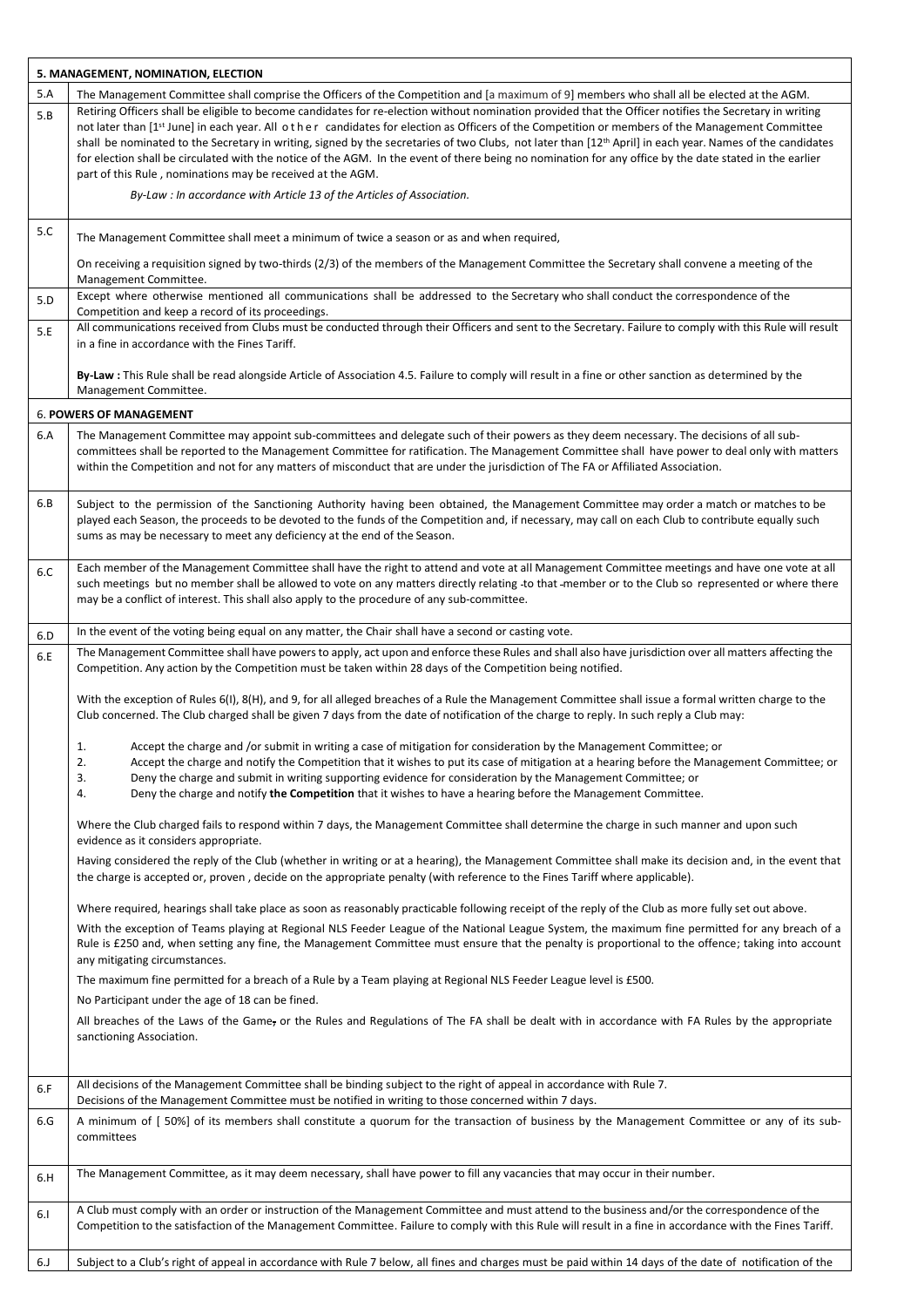## 5. MANAGEMENT, NOMINATION, ELECTION

| | |
|---|---|
| 5.A | The Management Committee shall comprise the Officers of the Competition and [a maximum of 9] members who shall all be elected at the AGM. |
| 5.B | Retiring Officers shall be eligible to become candidates for re-election without nomination provided that the Officer notifies the Secretary in writing not later than [1st June] in each year. All other candidates for election as Officers of the Competition or members of the Management Committee shall be nominated to the Secretary in writing, signed by the secretaries of two Clubs, not later than [12th April] in each year. Names of the candidates for election shall be circulated with the notice of the AGM. In the event of there being no nomination for any office by the date stated in the earlier part of this Rule , nominations may be received at the AGM.<br><br>*By-Law : In accordance with Article 13 of the Articles of Association.* |
| 5.C | The Management Committee shall meet a minimum of twice a season or as and when required,<br><br>On receiving a requisition signed by two-thirds (2/3) of the members of the Management Committee the Secretary shall convene a meeting of the Management Committee. |
| 5.D | Except where otherwise mentioned all communications shall be addressed to the Secretary who shall conduct the correspondence of the Competition and keep a record of its proceedings. |
| 5.E | All communications received from Clubs must be conducted through their Officers and sent to the Secretary. Failure to comply with this Rule will result in a fine in accordance with the Fines Tariff.<br><br>**By-Law :** This Rule shall be read alongside Article of Association 4.5. Failure to comply will result in a fine or other sanction as determined by the Management Committee. |

## 6. POWERS OF MANAGEMENT

| | |
|---|---|
| 6.A | The Management Committee may appoint sub-committees and delegate such of their powers as they deem necessary. The decisions of all sub-committees shall be reported to the Management Committee for ratification. The Management Committee shall have power to deal only with matters within the Competition and not for any matters of misconduct that are under the jurisdiction of The FA or Affiliated Association. |
| 6.B | Subject to the permission of the Sanctioning Authority having been obtained, the Management Committee may order a match or matches to be played each Season, the proceeds to be devoted to the funds of the Competition and, if necessary, may call on each Club to contribute equally such sums as may be necessary to meet any deficiency at the end of the Season. |
| 6.C | Each member of the Management Committee shall have the right to attend and vote at all Management Committee meetings and have one vote at all such meetings but no member shall be allowed to vote on any matters directly relating to that member or to the Club so represented or where there may be a conflict of interest. This shall also apply to the procedure of any sub-committee. |
| 6.D | In the event of the voting being equal on any matter, the Chair shall have a second or casting vote. |
| 6.E | The Management Committee shall have powers to apply, act upon and enforce these Rules and shall also have jurisdiction over all matters affecting the Competition. Any action by the Competition must be taken within 28 days of the Competition being notified.<br><br>With the exception of Rules 6(I), 8(H), and 9, for all alleged breaches of a Rule the Management Committee shall issue a formal written charge to the Club concerned. The Club charged shall be given 7 days from the date of notification of the charge to reply. In such reply a Club may:<br><br>1. Accept the charge and /or submit in writing a case of mitigation for consideration by the Management Committee; or<br>2. Accept the charge and notify the Competition that it wishes to put its case of mitigation at a hearing before the Management Committee; or<br>3. Deny the charge and submit in writing supporting evidence for consideration by the Management Committee; or<br>4. Deny the charge and notify **the Competition** that it wishes to have a hearing before the Management Committee.<br><br>Where the Club charged fails to respond within 7 days, the Management Committee shall determine the charge in such manner and upon such evidence as it considers appropriate.<br><br>Having considered the reply of the Club (whether in writing or at a hearing), the Management Committee shall make its decision and, in the event that the charge is accepted or, proven , decide on the appropriate penalty (with reference to the Fines Tariff where applicable).<br><br>Where required, hearings shall take place as soon as reasonably practicable following receipt of the reply of the Club as more fully set out above.<br><br>With the exception of Teams playing at Regional NLS Feeder League of the National League System, the maximum fine permitted for any breach of a Rule is £250 and, when setting any fine, the Management Committee must ensure that the penalty is proportional to the offence; taking into account any mitigating circumstances.<br><br>The maximum fine permitted for a breach of a Rule by a Team playing at Regional NLS Feeder League level is £500.<br><br>No Participant under the age of 18 can be fined.<br><br>All breaches of the Laws of the Game, or the Rules and Regulations of The FA shall be dealt with in accordance with FA Rules by the appropriate sanctioning Association. |
| 6.F | All decisions of the Management Committee shall be binding subject to the right of appeal in accordance with Rule 7.<br>Decisions of the Management Committee must be notified in writing to those concerned within 7 days. |
| 6.G | A minimum of [ 50%] of its members shall constitute a quorum for the transaction of business by the Management Committee or any of its sub-committees |
| 6.H | The Management Committee, as it may deem necessary, shall have power to fill any vacancies that may occur in their number. |
| 6.I | A Club must comply with an order or instruction of the Management Committee and must attend to the business and/or the correspondence of the Competition to the satisfaction of the Management Committee. Failure to comply with this Rule will result in a fine in accordance with the Fines Tariff. |
| 6.J | Subject to a Club's right of appeal in accordance with Rule 7 below, all fines and charges must be paid within 14 days of the date of notification of the |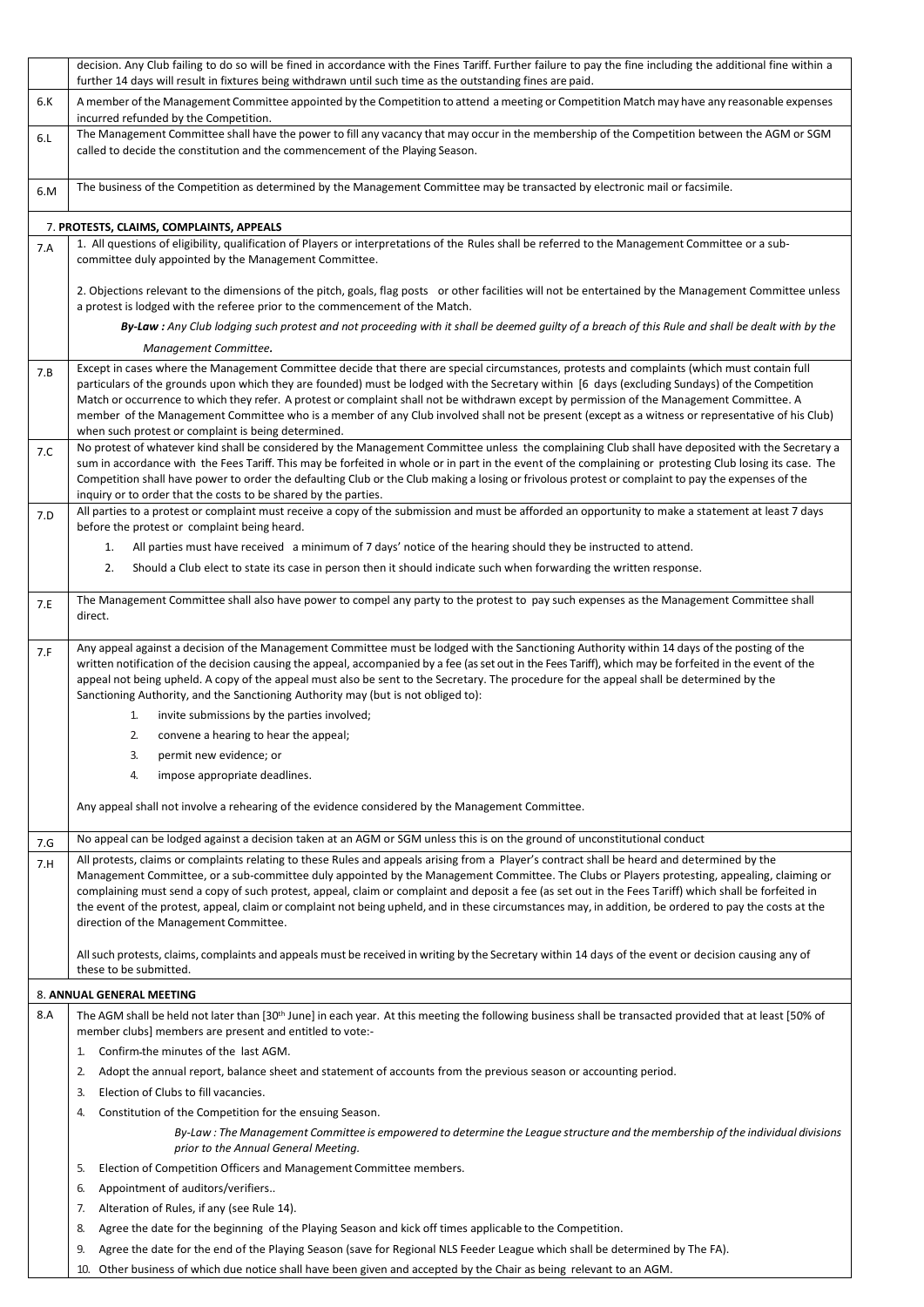| | |
|---|---|
| | decision. Any Club failing to do so will be fined in accordance with the Fines Tariff. Further failure to pay the fine including the additional fine within a further 14 days will result in fixtures being withdrawn until such time as the outstanding fines are paid. |
| 6.K | A member of the Management Committee appointed by the Competition to attend a meeting or Competition Match may have any reasonable expenses incurred refunded by the Competition. |
| 6.L | The Management Committee shall have the power to fill any vacancy that may occur in the membership of the Competition between the AGM or SGM called to decide the constitution and the commencement of the Playing Season. |
| 6.M | The business of the Competition as determined by the Management Committee may be transacted by electronic mail or facsimile. |

## 7. PROTESTS, CLAIMS, COMPLAINTS, APPEALS

| | |
|---|---|
| 7.A | 1. All questions of eligibility, qualification of Players or interpretations of the Rules shall be referred to the Management Committee or a sub-committee duly appointed by the Management Committee.<br><br>2. Objections relevant to the dimensions of the pitch, goals, flag posts or other facilities will not be entertained by the Management Committee unless a protest is lodged with the referee prior to the commencement of the Match.<br><br>***By-Law :*** *Any Club lodging such protest and not proceeding with it shall be deemed guilty of a breach of this Rule and shall be dealt with by the Management Committee.* |
| 7.B | Except in cases where the Management Committee decide that there are special circumstances, protests and complaints (which must contain full particulars of the grounds upon which they are founded) must be lodged with the Secretary within [6 days (excluding Sundays) of the Competition Match or occurrence to which they refer. A protest or complaint shall not be withdrawn except by permission of the Management Committee. A member of the Management Committee who is a member of any Club involved shall not be present (except as a witness or representative of his Club) when such protest or complaint is being determined. |
| 7.C | No protest of whatever kind shall be considered by the Management Committee unless the complaining Club shall have deposited with the Secretary a sum in accordance with the Fees Tariff. This may be forfeited in whole or in part in the event of the complaining or protesting Club losing its case. The Competition shall have power to order the defaulting Club or the Club making a losing or frivolous protest or complaint to pay the expenses of the inquiry or to order that the costs to be shared by the parties. |
| 7.D | All parties to a protest or complaint must receive a copy of the submission and must be afforded an opportunity to make a statement at least 7 days before the protest or complaint being heard.<br><br>1. All parties must have received a minimum of 7 days' notice of the hearing should they be instructed to attend.<br>2. Should a Club elect to state its case in person then it should indicate such when forwarding the written response. |
| 7.E | The Management Committee shall also have power to compel any party to the protest to pay such expenses as the Management Committee shall direct. |
| 7.F | Any appeal against a decision of the Management Committee must be lodged with the Sanctioning Authority within 14 days of the posting of the written notification of the decision causing the appeal, accompanied by a fee (as set out in the Fees Tariff), which may be forfeited in the event of the appeal not being upheld. A copy of the appeal must also be sent to the Secretary. The procedure for the appeal shall be determined by the Sanctioning Authority, and the Sanctioning Authority may (but is not obliged to):<br><br>1. invite submissions by the parties involved;<br>2. convene a hearing to hear the appeal;<br>3. permit new evidence; or<br>4. impose appropriate deadlines.<br><br>Any appeal shall not involve a rehearing of the evidence considered by the Management Committee. |
| 7.G | No appeal can be lodged against a decision taken at an AGM or SGM unless this is on the ground of unconstitutional conduct |
| 7.H | All protests, claims or complaints relating to these Rules and appeals arising from a Player's contract shall be heard and determined by the Management Committee, or a sub-committee duly appointed by the Management Committee. The Clubs or Players protesting, appealing, claiming or complaining must send a copy of such protest, appeal, claim or complaint and deposit a fee (as set out in the Fees Tariff) which shall be forfeited in the event of the protest, appeal, claim or complaint not being upheld, and in these circumstances may, in addition, be ordered to pay the costs at the direction of the Management Committee.<br><br>All such protests, claims, complaints and appeals must be received in writing by the Secretary within 14 days of the event or decision causing any of these to be submitted. |

## 8. ANNUAL GENERAL MEETING

| | |
|---|---|
| 8.A | The AGM shall be held not later than [30th June] in each year. At this meeting the following business shall be transacted provided that at least [50% of member clubs] members are present and entitled to vote:-<br><br>1. Confirm the minutes of the last AGM.<br>2. Adopt the annual report, balance sheet and statement of accounts from the previous season or accounting period.<br>3. Election of Clubs to fill vacancies.<br>4. Constitution of the Competition for the ensuing Season.<br>*By-Law : The Management Committee is empowered to determine the League structure and the membership of the individual divisions prior to the Annual General Meeting.*<br>5. Election of Competition Officers and Management Committee members.<br>6. Appointment of auditors/verifiers..<br>7. Alteration of Rules, if any (see Rule 14).<br>8. Agree the date for the beginning of the Playing Season and kick off times applicable to the Competition.<br>9. Agree the date for the end of the Playing Season (save for Regional NLS Feeder League which shall be determined by The FA).<br>10. Other business of which due notice shall have been given and accepted by the Chair as being relevant to an AGM. |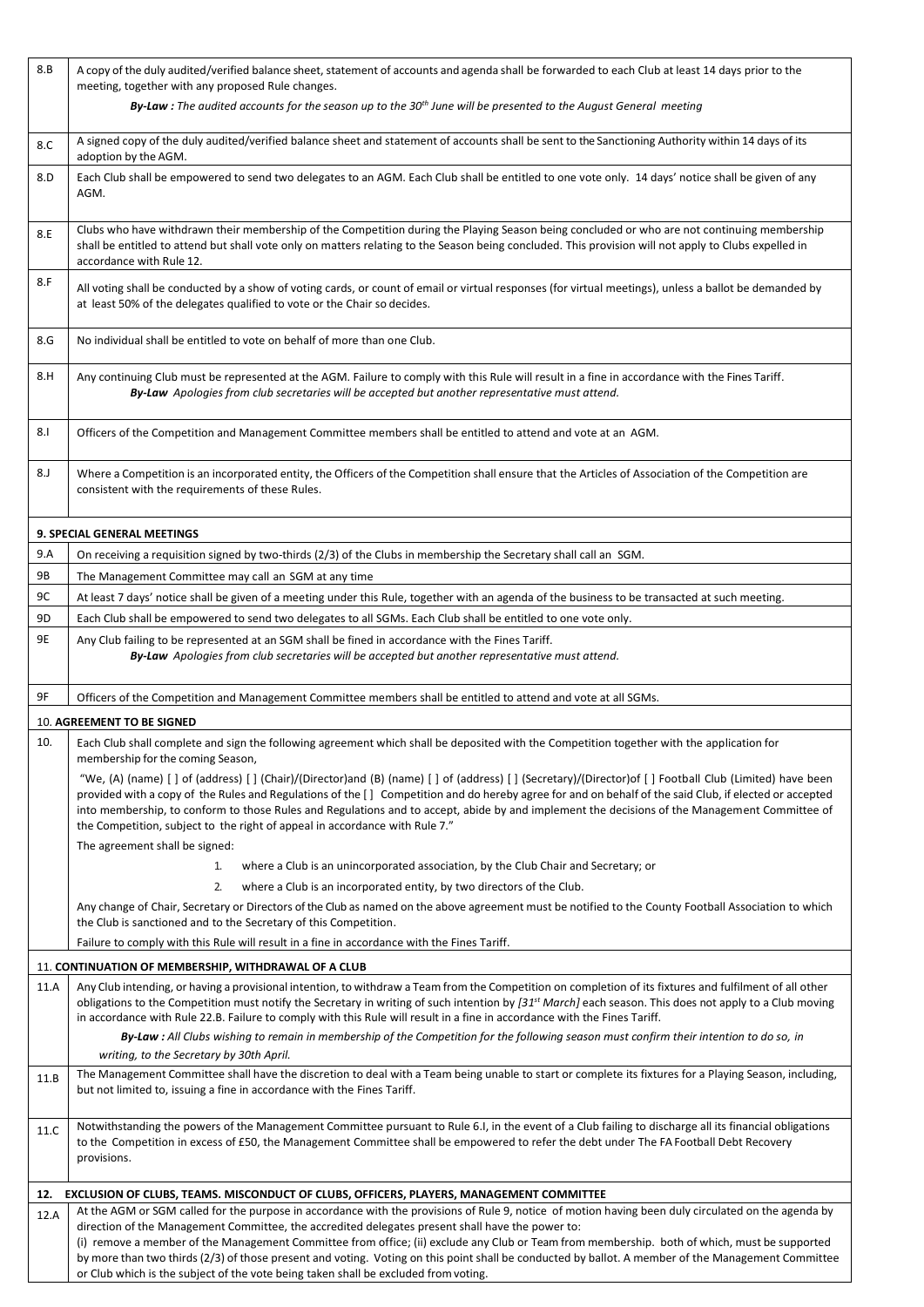| | |
|---|---|
| 8.B | A copy of the duly audited/verified balance sheet, statement of accounts and agenda shall be forwarded to each Club at least 14 days prior to the meeting, together with any proposed Rule changes.<br>***By-Law :** The audited accounts for the season up to the 30th June will be presented to the August General meeting* |
| 8.C | A signed copy of the duly audited/verified balance sheet and statement of accounts shall be sent to the Sanctioning Authority within 14 days of its adoption by the AGM. |
| 8.D | Each Club shall be empowered to send two delegates to an AGM. Each Club shall be entitled to one vote only. 14 days' notice shall be given of any AGM. |
| 8.E | Clubs who have withdrawn their membership of the Competition during the Playing Season being concluded or who are not continuing membership shall be entitled to attend but shall vote only on matters relating to the Season being concluded. This provision will not apply to Clubs expelled in accordance with Rule 12. |
| 8.F | All voting shall be conducted by a show of voting cards, or count of email or virtual responses (for virtual meetings), unless a ballot be demanded by at least 50% of the delegates qualified to vote or the Chair so decides. |
| 8.G | No individual shall be entitled to vote on behalf of more than one Club. |
| 8.H | Any continuing Club must be represented at the AGM. Failure to comply with this Rule will result in a fine in accordance with the Fines Tariff.<br>***By-Law** Apologies from club secretaries will be accepted but another representative must attend.* |
| 8.I | Officers of the Competition and Management Committee members shall be entitled to attend and vote at an AGM. |
| 8.J | Where a Competition is an incorporated entity, the Officers of the Competition shall ensure that the Articles of Association of the Competition are consistent with the requirements of these Rules. |
| **9. SPECIAL GENERAL MEETINGS** | |
| 9.A | On receiving a requisition signed by two-thirds (2/3) of the Clubs in membership the Secretary shall call an SGM. |
| 9B | The Management Committee may call an SGM at any time |
| 9C | At least 7 days' notice shall be given of a meeting under this Rule, together with an agenda of the business to be transacted at such meeting. |
| 9D | Each Club shall be empowered to send two delegates to all SGMs. Each Club shall be entitled to one vote only. |
| 9E | Any Club failing to be represented at an SGM shall be fined in accordance with the Fines Tariff.<br>***By-Law** Apologies from club secretaries will be accepted but another representative must attend.* |
| 9F | Officers of the Competition and Management Committee members shall be entitled to attend and vote at all SGMs. |
| **10. AGREEMENT TO BE SIGNED** | |
| 10. | Each Club shall complete and sign the following agreement which shall be deposited with the Competition together with the application for membership for the coming Season,<br>"We, (A) (name) [ ] of (address) [ ] (Chair)/(Director)and (B) (name) [ ] of (address) [ ] (Secretary)/(Director)of [ ] Football Club (Limited) have been provided with a copy of the Rules and Regulations of the [ ] Competition and do hereby agree for and on behalf of the said Club, if elected or accepted into membership, to conform to those Rules and Regulations and to accept, abide by and implement the decisions of the Management Committee of the Competition, subject to the right of appeal in accordance with Rule 7."<br>The agreement shall be signed:<br>1. where a Club is an unincorporated association, by the Club Chair and Secretary; or<br>2. where a Club is an incorporated entity, by two directors of the Club.<br>Any change of Chair, Secretary or Directors of the Club as named on the above agreement must be notified to the County Football Association to which the Club is sanctioned and to the Secretary of this Competition.<br>Failure to comply with this Rule will result in a fine in accordance with the Fines Tariff. |
| **11. CONTINUATION OF MEMBERSHIP, WITHDRAWAL OF A CLUB** | |
| 11.A | Any Club intending, or having a provisional intention, to withdraw a Team from the Competition on completion of its fixtures and fulfilment of all other obligations to the Competition must notify the Secretary in writing of such intention by *[31st March]* each season. This does not apply to a Club moving in accordance with Rule 22.B. Failure to comply with this Rule will result in a fine in accordance with the Fines Tariff.<br>***By-Law :** All Clubs wishing to remain in membership of the Competition for the following season must confirm their intention to do so, in writing, to the Secretary by 30th April.* |
| 11.B | The Management Committee shall have the discretion to deal with a Team being unable to start or complete its fixtures for a Playing Season, including, but not limited to, issuing a fine in accordance with the Fines Tariff. |
| 11.C | Notwithstanding the powers of the Management Committee pursuant to Rule 6.I, in the event of a Club failing to discharge all its financial obligations to the Competition in excess of £50, the Management Committee shall be empowered to refer the debt under The FA Football Debt Recovery provisions. |
| **12. EXCLUSION OF CLUBS, TEAMS. MISCONDUCT OF CLUBS, OFFICERS, PLAYERS, MANAGEMENT COMMITTEE** | |
| 12.A | At the AGM or SGM called for the purpose in accordance with the provisions of Rule 9, notice of motion having been duly circulated on the agenda by direction of the Management Committee, the accredited delegates present shall have the power to:<br>(i) remove a member of the Management Committee from office; (ii) exclude any Club or Team from membership. both of which, must be supported by more than two thirds (2/3) of those present and voting. Voting on this point shall be conducted by ballot. A member of the Management Committee or Club which is the subject of the vote being taken shall be excluded from voting. |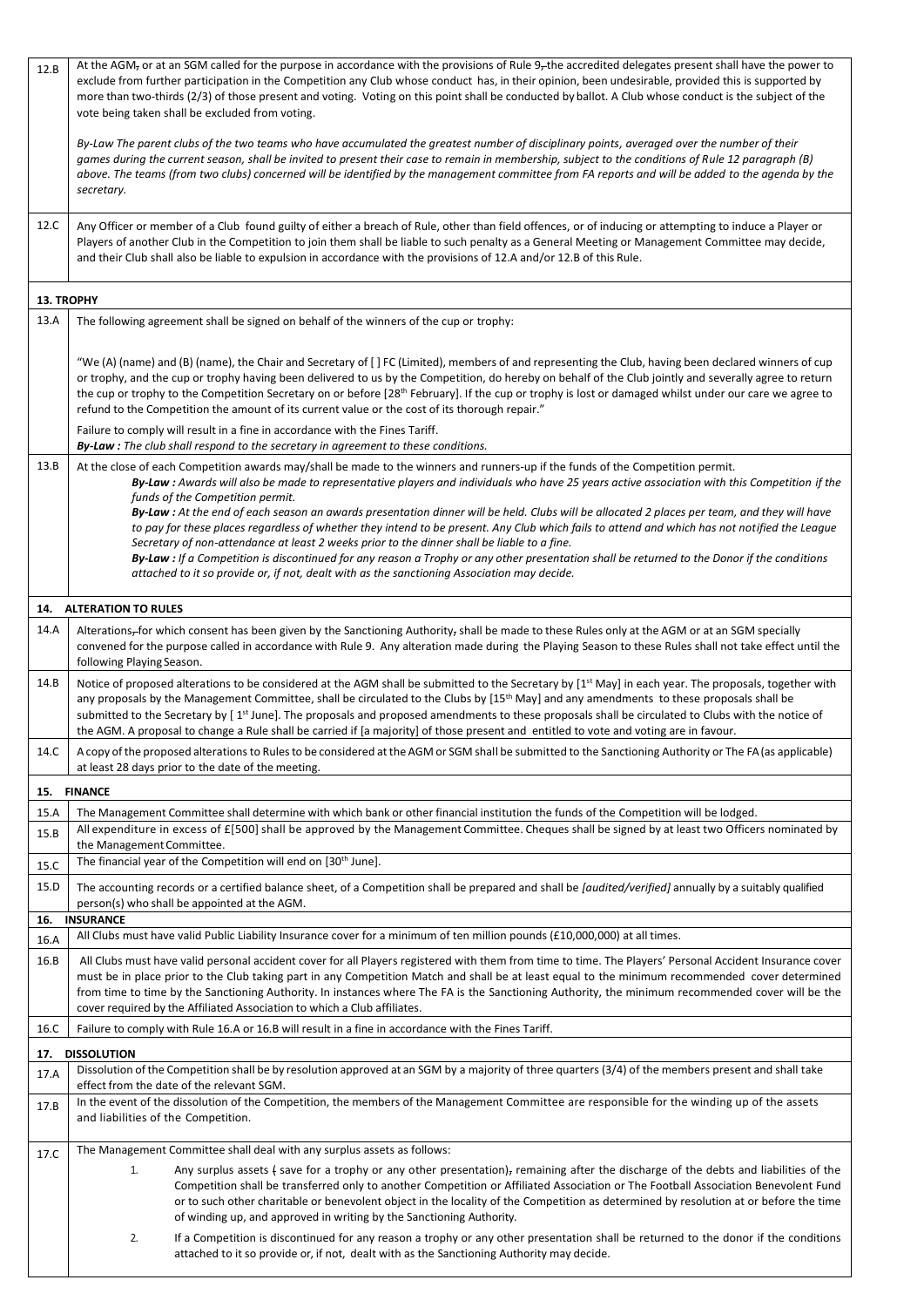| | |
|---|---|
| 12.B | At the AGM, or at an SGM called for the purpose in accordance with the provisions of Rule 9, the accredited delegates present shall have the power to exclude from further participation in the Competition any Club whose conduct has, in their opinion, been undesirable, provided this is supported by more than two-thirds (2/3) of those present and voting. Voting on this point shall be conducted by ballot. A Club whose conduct is the subject of the vote being taken shall be excluded from voting.<br><br>*By-Law The parent clubs of the two teams who have accumulated the greatest number of disciplinary points, averaged over the number of their games during the current season, shall be invited to present their case to remain in membership, subject to the conditions of Rule 12 paragraph (B) above. The teams (from two clubs) concerned will be identified by the management committee from FA reports and will be added to the agenda by the secretary.* |
| 12.C | Any Officer or member of a Club found guilty of either a breach of Rule, other than field offences, or of inducing or attempting to induce a Player or Players of another Club in the Competition to join them shall be liable to such penalty as a General Meeting or Management Committee may decide, and their Club shall also be liable to expulsion in accordance with the provisions of 12.A and/or 12.B of this Rule. |
| **13. TROPHY** | |
| 13.A | The following agreement shall be signed on behalf of the winners of the cup or trophy:<br><br>"We (A) (name) and (B) (name), the Chair and Secretary of [ ] FC (Limited), members of and representing the Club, having been declared winners of cup or trophy, and the cup or trophy having been delivered to us by the Competition, do hereby on behalf of the Club jointly and severally agree to return the cup or trophy to the Competition Secretary on or before [28th February]. If the cup or trophy is lost or damaged whilst under our care we agree to refund to the Competition the amount of its current value or the cost of its thorough repair."<br><br>Failure to comply will result in a fine in accordance with the Fines Tariff.<br>***By-Law :** The club shall respond to the secretary in agreement to these conditions.* |
| 13.B | At the close of each Competition awards may/shall be made to the winners and runners-up if the funds of the Competition permit.<br>***By-Law :** Awards will also be made to representative players and individuals who have 25 years active association with this Competition if the funds of the Competition permit.*<br>***By-Law :** At the end of each season an awards presentation dinner will be held. Clubs will be allocated 2 places per team, and they will have to pay for these places regardless of whether they intend to be present. Any Club which fails to attend and which has not notified the League Secretary of non-attendance at least 2 weeks prior to the dinner shall be liable to a fine.*<br>***By-Law :** If a Competition is discontinued for any reason a Trophy or any other presentation shall be returned to the Donor if the conditions attached to it so provide or, if not, dealt with as the sanctioning Association may decide.* |
| **14. ALTERATION TO RULES** | |
| 14.A | Alterations, for which consent has been given by the Sanctioning Authority, shall be made to these Rules only at the AGM or at an SGM specially convened for the purpose called in accordance with Rule 9. Any alteration made during the Playing Season to these Rules shall not take effect until the following Playing Season. |
| 14.B | Notice of proposed alterations to be considered at the AGM shall be submitted to the Secretary by [1st May] in each year. The proposals, together with any proposals by the Management Committee, shall be circulated to the Clubs by [15th May] and any amendments to these proposals shall be submitted to the Secretary by [ 1st June]. The proposals and proposed amendments to these proposals shall be circulated to Clubs with the notice of the AGM. A proposal to change a Rule shall be carried if [a majority] of those present and entitled to vote and voting are in favour. |
| 14.C | A copy of the proposed alterations to Rules to be considered at the AGM or SGM shall be submitted to the Sanctioning Authority or The FA (as applicable) at least 28 days prior to the date of the meeting. |
| **15. FINANCE** | |
| 15.A | The Management Committee shall determine with which bank or other financial institution the funds of the Competition will be lodged. |
| 15.B | All expenditure in excess of £[500] shall be approved by the Management Committee. Cheques shall be signed by at least two Officers nominated by the Management Committee. |
| 15.C | The financial year of the Competition will end on [30th June]. |
| 15.D | The accounting records or a certified balance sheet, of a Competition shall be prepared and shall be *[audited/verified]* annually by a suitably qualified person(s) who shall be appointed at the AGM. |
| **16. INSURANCE** | |
| 16.A | All Clubs must have valid Public Liability Insurance cover for a minimum of ten million pounds (£10,000,000) at all times. |
| 16.B | All Clubs must have valid personal accident cover for all Players registered with them from time to time. The Players' Personal Accident Insurance cover must be in place prior to the Club taking part in any Competition Match and shall be at least equal to the minimum recommended cover determined from time to time by the Sanctioning Authority. In instances where The FA is the Sanctioning Authority, the minimum recommended cover will be the cover required by the Affiliated Association to which a Club affiliates. |
| 16.C | Failure to comply with Rule 16.A or 16.B will result in a fine in accordance with the Fines Tariff. |
| **17. DISSOLUTION** | |
| 17.A | Dissolution of the Competition shall be by resolution approved at an SGM by a majority of three quarters (3/4) of the members present and shall take effect from the date of the relevant SGM. |
| 17.B | In the event of the dissolution of the Competition, the members of the Management Committee are responsible for the winding up of the assets and liabilities of the Competition. |
| 17.C | The Management Committee shall deal with any surplus assets as follows:<br>1. Any surplus assets ( save for a trophy or any other presentation), remaining after the discharge of the debts and liabilities of the Competition shall be transferred only to another Competition or Affiliated Association or The Football Association Benevolent Fund or to such other charitable or benevolent object in the locality of the Competition as determined by resolution at or before the time of winding up, and approved in writing by the Sanctioning Authority.<br>2. If a Competition is discontinued for any reason a trophy or any other presentation shall be returned to the donor if the conditions attached to it so provide or, if not, dealt with as the Sanctioning Authority may decide. |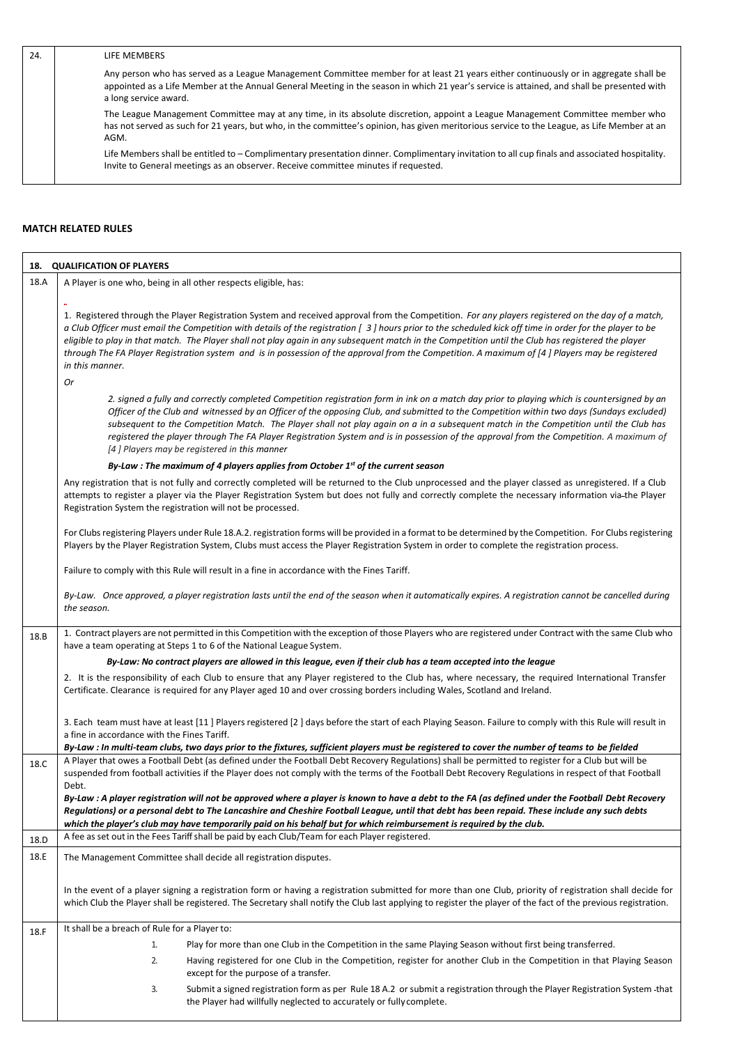| 24. | LIFE MEMBERS<br><br>Any person who has served as a League Management Committee member for at least 21 years either continuously or in aggregate shall be appointed as a Life Member at the Annual General Meeting in the season in which 21 year's service is attained, and shall be presented with a long service award.<br><br>The League Management Committee may at any time, in its absolute discretion, appoint a League Management Committee member who has not served as such for 21 years, but who, in the committee's opinion, has given meritorious service to the League, as Life Member at an AGM.<br><br>Life Members shall be entitled to – Complimentary presentation dinner. Complimentary invitation to all cup finals and associated hospitality. Invite to General meetings as an observer. Receive committee minutes if requested. |
|---|---|

## MATCH RELATED RULES

| 18. | QUALIFICATION OF PLAYERS |
|---|---|
| 18.A | A Player is one who, being in all other respects eligible, has:<br><br>1. Registered through the Player Registration System and received approval from the Competition. *For any players registered on the day of a match, a Club Officer must email the Competition with details of the registration [ 3 ] hours prior to the scheduled kick off time in order for the player to be eligible to play in that match. The Player shall not play again in any subsequent match in the Competition until the Club has registered the player through The FA Player Registration system and is in possession of the approval from the Competition. A maximum of [4 ] Players may be registered in this manner.*<br><br>*Or*<br><br>*2. signed a fully and correctly completed Competition registration form in ink on a match day prior to playing which is countersigned by an Officer of the Club and witnessed by an Officer of the opposing Club, and submitted to the Competition within two days (Sundays excluded) subsequent to the Competition Match. The Player shall not play again on a in a subsequent match in the Competition until the Club has registered the player through The FA Player Registration System and is in possession of the approval from the Competition. A maximum of [4 ] Players may be registered in this manner*<br><br>***By-Law : The maximum of 4 players applies from October 1st of the current season***<br><br>Any registration that is not fully and correctly completed will be returned to the Club unprocessed and the player classed as unregistered. If a Club attempts to register a player via the Player Registration System but does not fully and correctly complete the necessary information via the Player Registration System the registration will not be processed.<br><br>For Clubs registering Players under Rule 18.A.2. registration forms will be provided in a format to be determined by the Competition. For Clubs registering Players by the Player Registration System, Clubs must access the Player Registration System in order to complete the registration process.<br><br>Failure to comply with this Rule will result in a fine in accordance with the Fines Tariff.<br><br>*By-Law. Once approved, a player registration lasts until the end of the season when it automatically expires. A registration cannot be cancelled during the season.* |
| 18.B | 1. Contract players are not permitted in this Competition with the exception of those Players who are registered under Contract with the same Club who have a team operating at Steps 1 to 6 of the National League System.<br><br>***By-Law: No contract players are allowed in this league, even if their club has a team accepted into the league***<br><br>2. It is the responsibility of each Club to ensure that any Player registered to the Club has, where necessary, the required International Transfer Certificate. Clearance is required for any Player aged 10 and over crossing borders including Wales, Scotland and Ireland.<br><br>3. Each team must have at least [11 ] Players registered [2 ] days before the start of each Playing Season. Failure to comply with this Rule will result in a fine in accordance with the Fines Tariff.<br>***By-Law : In multi-team clubs, two days prior to the fixtures, sufficient players must be registered to cover the number of teams to be fielded*** |
| 18.C | A Player that owes a Football Debt (as defined under the Football Debt Recovery Regulations) shall be permitted to register for a Club but will be suspended from football activities if the Player does not comply with the terms of the Football Debt Recovery Regulations in respect of that Football Debt.<br>***By-Law : A player registration will not be approved where a player is known to have a debt to the FA (as defined under the Football Debt Recovery Regulations) or a personal debt to The Lancashire and Cheshire Football League, until that debt has been repaid. These include any such debts which the player's club may have temporarily paid on his behalf but for which reimbursement is required by the club.*** |
| 18.D | A fee as set out in the Fees Tariff shall be paid by each Club/Team for each Player registered. |
| 18.E | The Management Committee shall decide all registration disputes.<br><br>In the event of a player signing a registration form or having a registration submitted for more than one Club, priority of registration shall decide for which Club the Player shall be registered. The Secretary shall notify the Club last applying to register the player of the fact of the previous registration. |
| 18.F | It shall be a breach of Rule for a Player to:<br>1. Play for more than one Club in the Competition in the same Playing Season without first being transferred.<br>2. Having registered for one Club in the Competition, register for another Club in the Competition in that Playing Season except for the purpose of a transfer.<br>3. Submit a signed registration form as per Rule 18 A.2 or submit a registration through the Player Registration System that the Player had willfully neglected to accurately or fully complete. |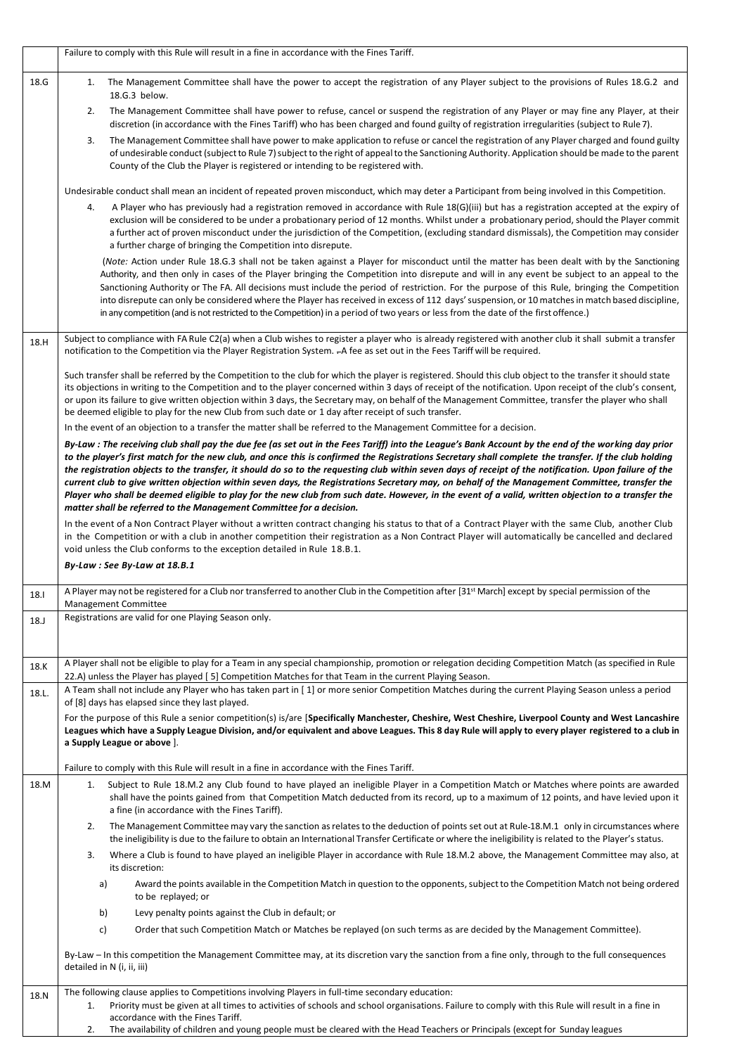| | |
|---|---|
| | Failure to comply with this Rule will result in a fine in accordance with the Fines Tariff. |
| 18.G | 1. The Management Committee shall have the power to accept the registration of any Player subject to the provisions of Rules 18.G.2 and 18.G.3 below.<br>2. The Management Committee shall have power to refuse, cancel or suspend the registration of any Player or may fine any Player, at their discretion (in accordance with the Fines Tariff) who has been charged and found guilty of registration irregularities (subject to Rule 7).<br>3. The Management Committee shall have power to make application to refuse or cancel the registration of any Player charged and found guilty of undesirable conduct (subject to Rule 7) subject to the right of appeal to the Sanctioning Authority. Application should be made to the parent County of the Club the Player is registered or intending to be registered with.<br><br>Undesirable conduct shall mean an incident of repeated proven misconduct, which may deter a Participant from being involved in this Competition.<br><br>4. A Player who has previously had a registration removed in accordance with Rule 18(G)(iii) but has a registration accepted at the expiry of exclusion will be considered to be under a probationary period of 12 months. Whilst under a probationary period, should the Player commit a further act of proven misconduct under the jurisdiction of the Competition, (excluding standard dismissals), the Competition may consider a further charge of bringing the Competition into disrepute.<br><br>(*Note:* Action under Rule 18.G.3 shall not be taken against a Player for misconduct until the matter has been dealt with by the Sanctioning Authority, and then only in cases of the Player bringing the Competition into disrepute and will in any event be subject to an appeal to the Sanctioning Authority or The FA. All decisions must include the period of restriction. For the purpose of this Rule, bringing the Competition into disrepute can only be considered where the Player has received in excess of 112 days' suspension, or 10 matches in match based discipline, in any competition (and is not restricted to the Competition) in a period of two years or less from the date of the first offence.) |
| 18.H | Subject to compliance with FA Rule C2(a) when a Club wishes to register a player who is already registered with another club it shall submit a transfer notification to the Competition via the Player Registration System. A fee as set out in the Fees Tariff will be required.<br><br>Such transfer shall be referred by the Competition to the club for which the player is registered. Should this club object to the transfer it should state its objections in writing to the Competition and to the player concerned within 3 days of receipt of the notification. Upon receipt of the club's consent, or upon its failure to give written objection within 3 days, the Secretary may, on behalf of the Management Committee, transfer the player who shall be deemed eligible to play for the new Club from such date or 1 day after receipt of such transfer.<br><br>In the event of an objection to a transfer the matter shall be referred to the Management Committee for a decision.<br><br>***By-Law : The receiving club shall pay the due fee (as set out in the Fees Tariff) into the League's Bank Account by the end of the working day prior to the player's first match for the new club, and once this is confirmed the Registrations Secretary shall complete the transfer. If the club holding the registration objects to the transfer, it should do so to the requesting club within seven days of receipt of the notification. Upon failure of the current club to give written objection within seven days, the Registrations Secretary may, on behalf of the Management Committee, transfer the Player who shall be deemed eligible to play for the new club from such date. However, in the event of a valid, written objection to a transfer the matter shall be referred to the Management Committee for a decision.***<br><br>In the event of a Non Contract Player without a written contract changing his status to that of a Contract Player with the same Club, another Club in the Competition or with a club in another competition their registration as a Non Contract Player will automatically be cancelled and declared void unless the Club conforms to the exception detailed in Rule 18.B.1.<br><br>***By-Law : See By-Law at 18.B.1*** |
| 18.I | A Player may not be registered for a Club nor transferred to another Club in the Competition after [31st March] except by special permission of the Management Committee |
| 18.J | Registrations are valid for one Playing Season only. |
| 18.K | A Player shall not be eligible to play for a Team in any special championship, promotion or relegation deciding Competition Match (as specified in Rule 22.A) unless the Player has played [ 5] Competition Matches for that Team in the current Playing Season. |
| 18.L. | A Team shall not include any Player who has taken part in [ 1] or more senior Competition Matches during the current Playing Season unless a period of [8] days has elapsed since they last played.<br><br>For the purpose of this Rule a senior competition(s) is/are [**Specifically Manchester, Cheshire, West Cheshire, Liverpool County and West Lancashire Leagues which have a Supply League Division, and/or equivalent and above Leagues. This 8 day Rule will apply to every player registered to a club in a Supply League or above** ].<br><br>Failure to comply with this Rule will result in a fine in accordance with the Fines Tariff. |
| 18.M | 1. Subject to Rule 18.M.2 any Club found to have played an ineligible Player in a Competition Match or Matches where points are awarded shall have the points gained from that Competition Match deducted from its record, up to a maximum of 12 points, and have levied upon it a fine (in accordance with the Fines Tariff).<br>2. The Management Committee may vary the sanction as relates to the deduction of points set out at Rule-18.M.1 only in circumstances where the ineligibility is due to the failure to obtain an International Transfer Certificate or where the ineligibility is related to the Player's status.<br>3. Where a Club is found to have played an ineligible Player in accordance with Rule 18.M.2 above, the Management Committee may also, at its discretion:<br>a) Award the points available in the Competition Match in question to the opponents, subject to the Competition Match not being ordered to be replayed; or<br>b) Levy penalty points against the Club in default; or<br>c) Order that such Competition Match or Matches be replayed (on such terms as are decided by the Management Committee).<br><br>By-Law – In this competition the Management Committee may, at its discretion vary the sanction from a fine only, through to the full consequences detailed in N (i, ii, iii) |
| 18.N | The following clause applies to Competitions involving Players in full-time secondary education:<br>1. Priority must be given at all times to activities of schools and school organisations. Failure to comply with this Rule will result in a fine in accordance with the Fines Tariff.<br>2. The availability of children and young people must be cleared with the Head Teachers or Principals (except for Sunday leagues |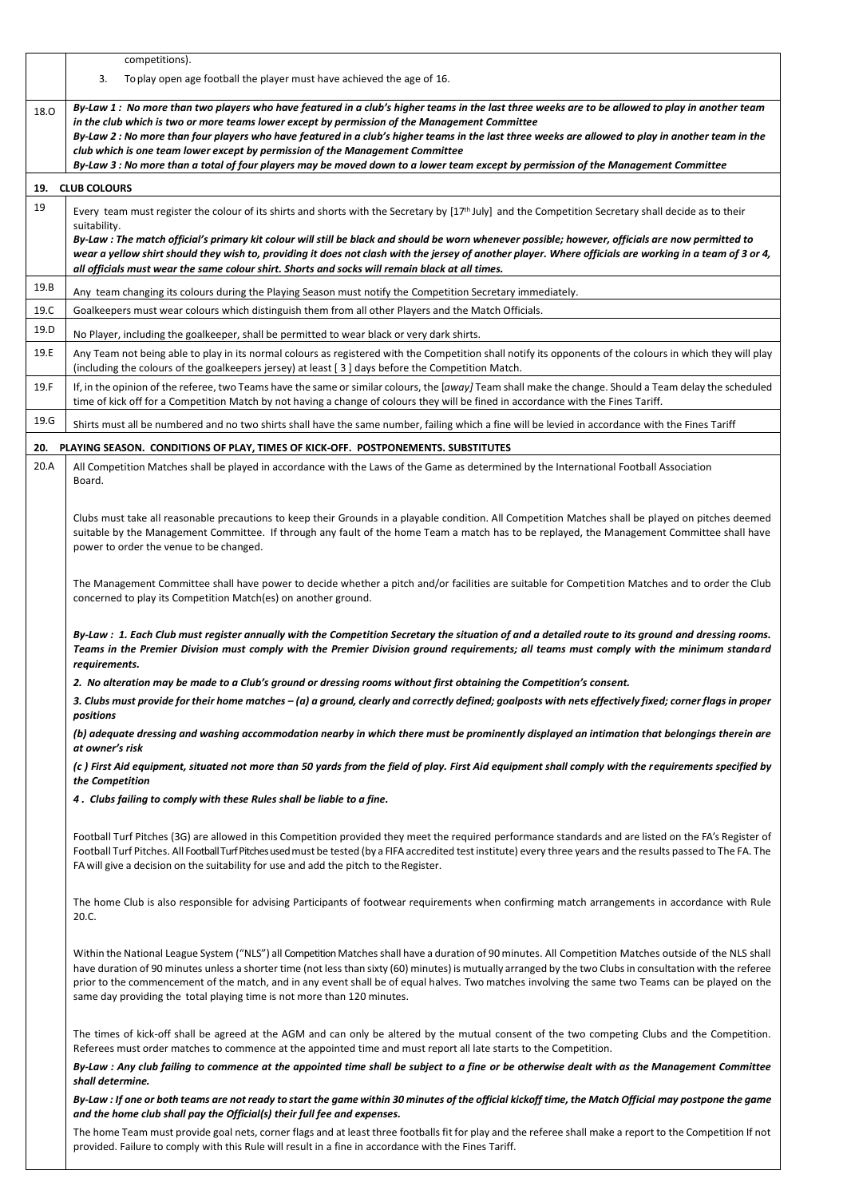| | |
|---|---|
| | competitions).<br><br>3. To play open age football the player must have achieved the age of 16. |
| 18.O | ***By-Law 1 : No more than two players who have featured in a club's higher teams in the last three weeks are to be allowed to play in another team in the club which is two or more teams lower except by permission of the Management Committee***<br>***By-Law 2 : No more than four players who have featured in a club's higher teams in the last three weeks are allowed to play in another team in the club which is one team lower except by permission of the Management Committee***<br>***By-Law 3 : No more than a total of four players may be moved down to a lower team except by permission of the Management Committee*** |
| **19.** | **CLUB COLOURS** |
| 19 | Every team must register the colour of its shirts and shorts with the Secretary by [17th July] and the Competition Secretary shall decide as to their suitability.<br>***By-Law : The match official's primary kit colour will still be black and should be worn whenever possible; however, officials are now permitted to wear a yellow shirt should they wish to, providing it does not clash with the jersey of another player. Where officials are working in a team of 3 or 4, all officials must wear the same colour shirt. Shorts and socks will remain black at all times.*** |
| 19.B | Any team changing its colours during the Playing Season must notify the Competition Secretary immediately. |
| 19.C | Goalkeepers must wear colours which distinguish them from all other Players and the Match Officials. |
| 19.D | No Player, including the goalkeeper, shall be permitted to wear black or very dark shirts. |
| 19.E | Any Team not being able to play in its normal colours as registered with the Competition shall notify its opponents of the colours in which they will play (including the colours of the goalkeepers jersey) at least [ 3 ] days before the Competition Match. |
| 19.F | If, in the opinion of the referee, two Teams have the same or similar colours, the [*away]* Team shall make the change. Should a Team delay the scheduled time of kick off for a Competition Match by not having a change of colours they will be fined in accordance with the Fines Tariff. |
| 19.G | Shirts must all be numbered and no two shirts shall have the same number, failing which a fine will be levied in accordance with the Fines Tariff |
| **20.** | **PLAYING SEASON. CONDITIONS OF PLAY, TIMES OF KICK-OFF. POSTPONEMENTS. SUBSTITUTES** |
| 20.A | All Competition Matches shall be played in accordance with the Laws of the Game as determined by the International Football Association Board.<br><br>Clubs must take all reasonable precautions to keep their Grounds in a playable condition. All Competition Matches shall be played on pitches deemed suitable by the Management Committee. If through any fault of the home Team a match has to be replayed, the Management Committee shall have power to order the venue to be changed.<br><br>The Management Committee shall have power to decide whether a pitch and/or facilities are suitable for Competition Matches and to order the Club concerned to play its Competition Match(es) on another ground.<br><br>***By-Law : 1. Each Club must register annually with the Competition Secretary the situation of and a detailed route to its ground and dressing rooms. Teams in the Premier Division must comply with the Premier Division ground requirements; all teams must comply with the minimum standard requirements.***<br>***2. No alteration may be made to a Club's ground or dressing rooms without first obtaining the Competition's consent.***<br>***3. Clubs must provide for their home matches – (a) a ground, clearly and correctly defined; goalposts with nets effectively fixed; corner flags in proper positions***<br>***(b) adequate dressing and washing accommodation nearby in which there must be prominently displayed an intimation that belongings therein are at owner's risk***<br>***(c ) First Aid equipment, situated not more than 50 yards from the field of play. First Aid equipment shall comply with the requirements specified by the Competition***<br>***4 . Clubs failing to comply with these Rules shall be liable to a fine.***<br><br>Football Turf Pitches (3G) are allowed in this Competition provided they meet the required performance standards and are listed on the FA's Register of Football Turf Pitches. All Football Turf Pitches used must be tested (by a FIFA accredited test institute) every three years and the results passed to The FA. The FA will give a decision on the suitability for use and add the pitch to the Register.<br><br>The home Club is also responsible for advising Participants of footwear requirements when confirming match arrangements in accordance with Rule 20.C.<br><br>Within the National League System ("NLS") all Competition Matches shall have a duration of 90 minutes. All Competition Matches outside of the NLS shall have duration of 90 minutes unless a shorter time (not less than sixty (60) minutes) is mutually arranged by the two Clubs in consultation with the referee prior to the commencement of the match, and in any event shall be of equal halves. Two matches involving the same two Teams can be played on the same day providing the total playing time is not more than 120 minutes.<br><br>The times of kick-off shall be agreed at the AGM and can only be altered by the mutual consent of the two competing Clubs and the Competition. Referees must order matches to commence at the appointed time and must report all late starts to the Competition.<br>***By-Law : Any club failing to commence at the appointed time shall be subject to a fine or be otherwise dealt with as the Management Committee shall determine.***<br>***By-Law : If one or both teams are not ready to start the game within 30 minutes of the official kickoff time, the Match Official may postpone the game and the home club shall pay the Official(s) their full fee and expenses.***<br>The home Team must provide goal nets, corner flags and at least three footballs fit for play and the referee shall make a report to the Competition If not provided. Failure to comply with this Rule will result in a fine in accordance with the Fines Tariff. |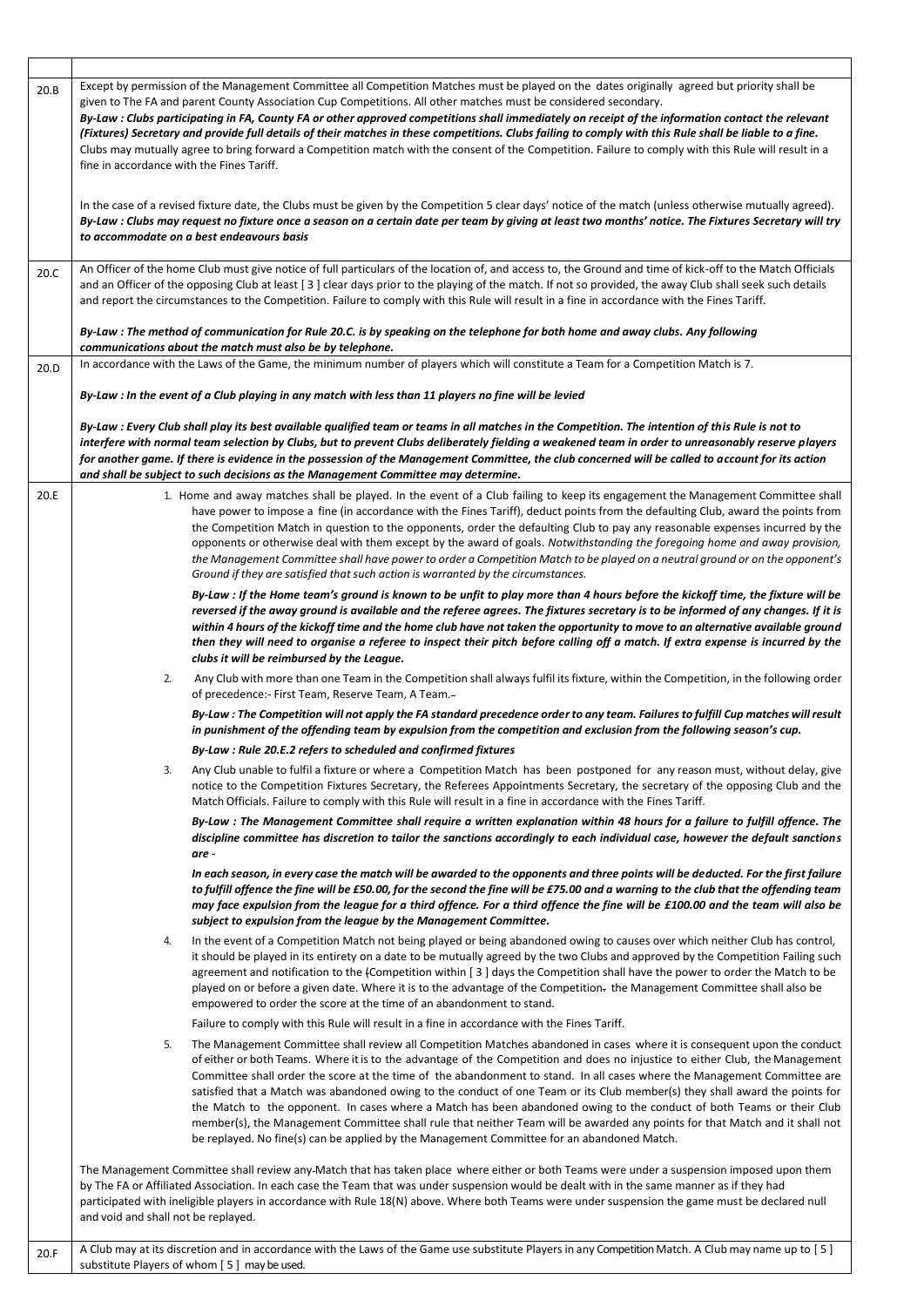| | |
|---|---|
| 20.B | Except by permission of the Management Committee all Competition Matches must be played on the dates originally agreed but priority shall be given to The FA and parent County Association Cup Competitions. All other matches must be considered secondary.<br>***By-Law : Clubs participating in FA, County FA or other approved competitions shall immediately on receipt of the information contact the relevant (Fixtures) Secretary and provide full details of their matches in these competitions. Clubs failing to comply with this Rule shall be liable to a fine.***<br>Clubs may mutually agree to bring forward a Competition match with the consent of the Competition. Failure to comply with this Rule will result in a fine in accordance with the Fines Tariff.<br><br>In the case of a revised fixture date, the Clubs must be given by the Competition 5 clear days' notice of the match (unless otherwise mutually agreed).<br>***By-Law : Clubs may request no fixture once a season on a certain date per team by giving at least two months' notice. The Fixtures Secretary will try to accommodate on a best endeavours basis*** |
| 20.C | An Officer of the home Club must give notice of full particulars of the location of, and access to, the Ground and time of kick-off to the Match Officials and an Officer of the opposing Club at least [ 3 ] clear days prior to the playing of the match. If not so provided, the away Club shall seek such details and report the circumstances to the Competition. Failure to comply with this Rule will result in a fine in accordance with the Fines Tariff.<br><br>***By-Law : The method of communication for Rule 20.C. is by speaking on the telephone for both home and away clubs. Any following communications about the match must also be by telephone.*** |
| 20.D | In accordance with the Laws of the Game, the minimum number of players which will constitute a Team for a Competition Match is 7.<br><br>***By-Law : In the event of a Club playing in any match with less than 11 players no fine will be levied***<br><br>***By-Law : Every Club shall play its best available qualified team or teams in all matches in the Competition. The intention of this Rule is not to interfere with normal team selection by Clubs, but to prevent Clubs deliberately fielding a weakened team in order to unreasonably reserve players for another game. If there is evidence in the possession of the Management Committee, the club concerned will be called to account for its action and shall be subject to such decisions as the Management Committee may determine.*** |
| 20.E | 1. Home and away matches shall be played. In the event of a Club failing to keep its engagement the Management Committee shall have power to impose a fine (in accordance with the Fines Tariff), deduct points from the defaulting Club, award the points from the Competition Match in question to the opponents, order the defaulting Club to pay any reasonable expenses incurred by the opponents or otherwise deal with them except by the award of goals. *Notwithstanding the foregoing home and away provision, the Management Committee shall have power to order a Competition Match to be played on a neutral ground or on the opponent's Ground if they are satisfied that such action is warranted by the circumstances.*<br>***By-Law : If the Home team's ground is known to be unfit to play more than 4 hours before the kickoff time, the fixture will be reversed if the away ground is available and the referee agrees. The fixtures secretary is to be informed of any changes. If it is within 4 hours of the kickoff time and the home club have not taken the opportunity to move to an alternative available ground then they will need to organise a referee to inspect their pitch before calling off a match. If extra expense is incurred by the clubs it will be reimbursed by the League.***<br>2. Any Club with more than one Team in the Competition shall always fulfil its fixture, within the Competition, in the following order of precedence:- First Team, Reserve Team, A Team.<br>***By-Law : The Competition will not apply the FA standard precedence order to any team. Failures to fulfill Cup matches will result in punishment of the offending team by expulsion from the competition and exclusion from the following season's cup.***<br>***By-Law : Rule 20.E.2 refers to scheduled and confirmed fixtures***<br>3. Any Club unable to fulfil a fixture or where a Competition Match has been postponed for any reason must, without delay, give notice to the Competition Fixtures Secretary, the Referees Appointments Secretary, the secretary of the opposing Club and the Match Officials. Failure to comply with this Rule will result in a fine in accordance with the Fines Tariff.<br>***By-Law : The Management Committee shall require a written explanation within 48 hours for a failure to fulfill offence. The discipline committee has discretion to tailor the sanctions accordingly to each individual case, however the default sanctions are -***<br>***In each season, in every case the match will be awarded to the opponents and three points will be deducted. For the first failure to fulfill offence the fine will be £50.00, for the second the fine will be £75.00 and a warning to the club that the offending team may face expulsion from the league for a third offence. For a third offence the fine will be £100.00 and the team will also be subject to expulsion from the league by the Management Committee.***<br>4. In the event of a Competition Match not being played or being abandoned owing to causes over which neither Club has control, it should be played in its entirety on a date to be mutually agreed by the two Clubs and approved by the Competition Failing such agreement and notification to the Competition within [ 3 ] days the Competition shall have the power to order the Match to be played on or before a given date. Where it is to the advantage of the Competition the Management Committee shall also be empowered to order the score at the time of an abandonment to stand.<br>Failure to comply with this Rule will result in a fine in accordance with the Fines Tariff.<br>5. The Management Committee shall review all Competition Matches abandoned in cases where it is consequent upon the conduct of either or both Teams. Where it is to the advantage of the Competition and does no injustice to either Club, the Management Committee shall order the score at the time of the abandonment to stand. In all cases where the Management Committee are satisfied that a Match was abandoned owing to the conduct of one Team or its Club member(s) they shall award the points for the Match to the opponent. In cases where a Match has been abandoned owing to the conduct of both Teams or their Club member(s), the Management Committee shall rule that neither Team will be awarded any points for that Match and it shall not be replayed. No fine(s) can be applied by the Management Committee for an abandoned Match.<br><br>The Management Committee shall review any Match that has taken place where either or both Teams were under a suspension imposed upon them by The FA or Affiliated Association. In each case the Team that was under suspension would be dealt with in the same manner as if they had participated with ineligible players in accordance with Rule 18(N) above. Where both Teams were under suspension the game must be declared null and void and shall not be replayed. |
| 20.F | A Club may at its discretion and in accordance with the Laws of the Game use substitute Players in any Competition Match. A Club may name up to [ 5 ] substitute Players of whom [ 5 ] may be used. |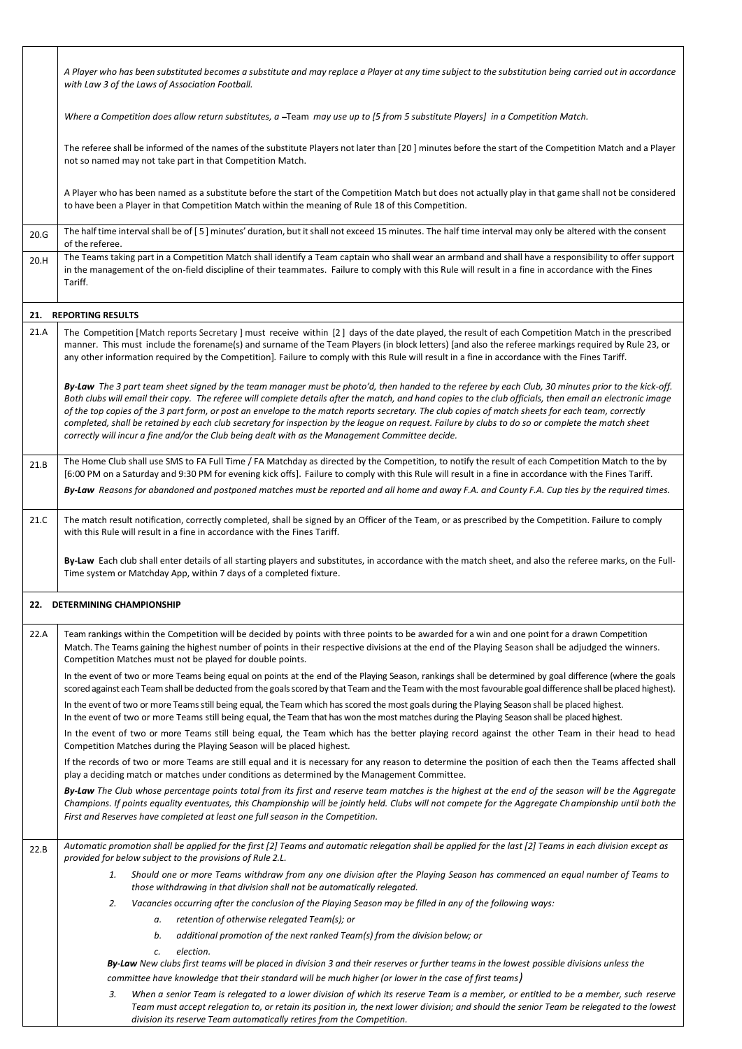| | |
|---|---|
| | *A Player who has been substituted becomes a substitute and may replace a Player at any time subject to the substitution being carried out in accordance with Law 3 of the Laws of Association Football.*<br><br>*Where a Competition does allow return substitutes, a* –Team *may use up to [5 from 5 substitute Players] in a Competition Match.*<br><br>The referee shall be informed of the names of the substitute Players not later than [20 ] minutes before the start of the Competition Match and a Player not so named may not take part in that Competition Match.<br><br>A Player who has been named as a substitute before the start of the Competition Match but does not actually play in that game shall not be considered to have been a Player in that Competition Match within the meaning of Rule 18 of this Competition. |
| 20.G | The half time interval shall be of [ 5 ] minutes' duration, but it shall not exceed 15 minutes. The half time interval may only be altered with the consent of the referee. |
| 20.H | The Teams taking part in a Competition Match shall identify a Team captain who shall wear an armband and shall have a responsibility to offer support in the management of the on-field discipline of their teammates. Failure to comply with this Rule will result in a fine in accordance with the Fines Tariff. |
| **21.** | **REPORTING RESULTS** |
| 21.A | The Competition [Match reports Secretary ] must receive within [2 ] days of the date played, the result of each Competition Match in the prescribed manner. This must include the forename(s) and surname of the Team Players (in block letters) [and also the referee markings required by Rule 23, or any other information required by the Competition]. Failure to comply with this Rule will result in a fine in accordance with the Fines Tariff.<br><br>***By-Law*** *The 3 part team sheet signed by the team manager must be photo'd, then handed to the referee by each Club, 30 minutes prior to the kick-off. Both clubs will email their copy. The referee will complete details after the match, and hand copies to the club officials, then email an electronic image of the top copies of the 3 part form, or post an envelope to the match reports secretary. The club copies of match sheets for each team, correctly completed, shall be retained by each club secretary for inspection by the league on request. Failure by clubs to do so or complete the match sheet correctly will incur a fine and/or the Club being dealt with as the Management Committee decide.* |
| 21.B | The Home Club shall use SMS to FA Full Time / FA Matchday as directed by the Competition, to notify the result of each Competition Match to the by [6:00 PM on a Saturday and 9:30 PM for evening kick offs]. Failure to comply with this Rule will result in a fine in accordance with the Fines Tariff.<br><br>***By-Law*** *Reasons for abandoned and postponed matches must be reported and all home and away F.A. and County F.A. Cup ties by the required times.* |
| 21.C | The match result notification, correctly completed, shall be signed by an Officer of the Team, or as prescribed by the Competition. Failure to comply with this Rule will result in a fine in accordance with the Fines Tariff.<br><br>**By-Law** Each club shall enter details of all starting players and substitutes, in accordance with the match sheet, and also the referee marks, on the Full-Time system or Matchday App, within 7 days of a completed fixture. |
| **22.** | **DETERMINING CHAMPIONSHIP** |
| 22.A | Team rankings within the Competition will be decided by points with three points to be awarded for a win and one point for a drawn Competition Match. The Teams gaining the highest number of points in their respective divisions at the end of the Playing Season shall be adjudged the winners. Competition Matches must not be played for double points.<br><br>In the event of two or more Teams being equal on points at the end of the Playing Season, rankings shall be determined by goal difference (where the goals scored against each Team shall be deducted from the goals scored by that Team and the Team with the most favourable goal difference shall be placed highest).<br><br>In the event of two or more Teams still being equal, the Team which has scored the most goals during the Playing Season shall be placed highest.<br>In the event of two or more Teams still being equal, the Team that has won the most matches during the Playing Season shall be placed highest.<br><br>In the event of two or more Teams still being equal, the Team which has the better playing record against the other Team in their head to head Competition Matches during the Playing Season will be placed highest.<br><br>If the records of two or more Teams are still equal and it is necessary for any reason to determine the position of each then the Teams affected shall play a deciding match or matches under conditions as determined by the Management Committee.<br><br>***By-Law*** *The Club whose percentage points total from its first and reserve team matches is the highest at the end of the season will be the Aggregate Champions. If points equality eventuates, this Championship will be jointly held. Clubs will not compete for the Aggregate Championship until both the First and Reserves have completed at least one full season in the Competition.* |
| 22.B | *Automatic promotion shall be applied for the first [2] Teams and automatic relegation shall be applied for the last [2] Teams in each division except as provided for below subject to the provisions of Rule 2.L.*<br><br>1. *Should one or more Teams withdraw from any one division after the Playing Season has commenced an equal number of Teams to those withdrawing in that division shall not be automatically relegated.*<br>2. *Vacancies occurring after the conclusion of the Playing Season may be filled in any of the following ways:*<br>&nbsp;&nbsp;&nbsp;&nbsp;a. *retention of otherwise relegated Team(s); or*<br>&nbsp;&nbsp;&nbsp;&nbsp;b. *additional promotion of the next ranked Team(s) from the division below; or*<br>&nbsp;&nbsp;&nbsp;&nbsp;c. *election.*<br><br>***By-Law*** *New clubs first teams will be placed in division 3 and their reserves or further teams in the lowest possible divisions unless the committee have knowledge that their standard will be much higher (or lower in the case of first teams)*<br><br>3. *When a senior Team is relegated to a lower division of which its reserve Team is a member, or entitled to be a member, such reserve Team must accept relegation to, or retain its position in, the next lower division; and should the senior Team be relegated to the lowest division its reserve Team automatically retires from the Competition.* |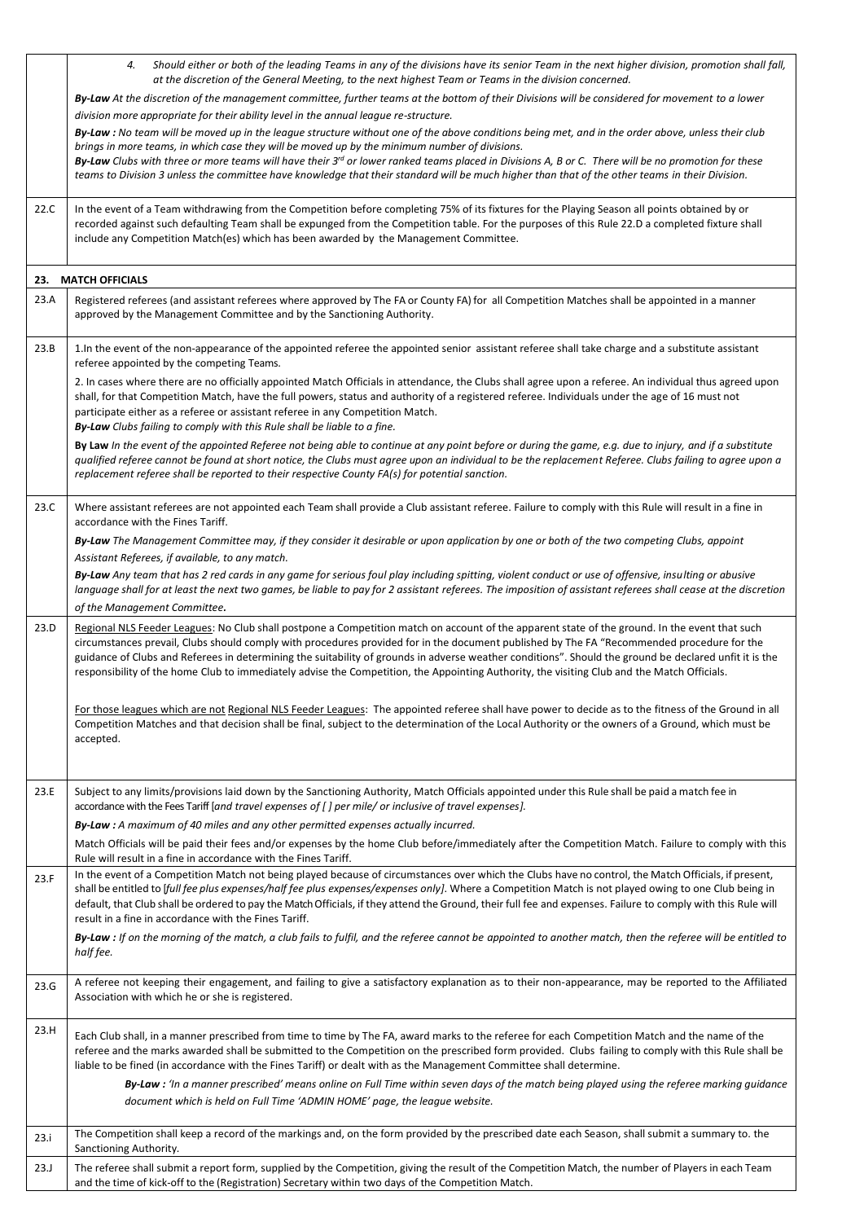| | |
|---|---|
| | 4. *Should either or both of the leading Teams in any of the divisions have its senior Team in the next higher division, promotion shall fall, at the discretion of the General Meeting, to the next highest Team or Teams in the division concerned.*<br><br>***By-Law*** *At the discretion of the management committee, further teams at the bottom of their Divisions will be considered for movement to a lower division more appropriate for their ability level in the annual league re-structure.*<br><br>***By-Law :*** *No team will be moved up in the league structure without one of the above conditions being met, and in the order above, unless their club brings in more teams, in which case they will be moved up by the minimum number of divisions.*<br>***By-Law*** *Clubs with three or more teams will have their 3rd or lower ranked teams placed in Divisions A, B or C. There will be no promotion for these teams to Division 3 unless the committee have knowledge that their standard will be much higher than that of the other teams in their Division.* |
| 22.C | In the event of a Team withdrawing from the Competition before completing 75% of its fixtures for the Playing Season all points obtained by or recorded against such defaulting Team shall be expunged from the Competition table. For the purposes of this Rule 22.D a completed fixture shall include any Competition Match(es) which has been awarded by the Management Committee. |
| **23.** | **MATCH OFFICIALS** |
| 23.A | Registered referees (and assistant referees where approved by The FA or County FA) for all Competition Matches shall be appointed in a manner approved by the Management Committee and by the Sanctioning Authority. |
| 23.B | 1.In the event of the non-appearance of the appointed referee the appointed senior assistant referee shall take charge and a substitute assistant referee appointed by the competing Teams.<br><br>2. In cases where there are no officially appointed Match Officials in attendance, the Clubs shall agree upon a referee. An individual thus agreed upon shall, for that Competition Match, have the full powers, status and authority of a registered referee. Individuals under the age of 16 must not participate either as a referee or assistant referee in any Competition Match.<br>***By-Law*** *Clubs failing to comply with this Rule shall be liable to a fine.*<br><br>**By Law** *In the event of the appointed Referee not being able to continue at any point before or during the game, e.g. due to injury, and if a substitute qualified referee cannot be found at short notice, the Clubs must agree upon an individual to be the replacement Referee. Clubs failing to agree upon a replacement referee shall be reported to their respective County FA(s) for potential sanction.* |
| 23.C | Where assistant referees are not appointed each Team shall provide a Club assistant referee. Failure to comply with this Rule will result in a fine in accordance with the Fines Tariff.<br><br>***By-Law*** *The Management Committee may, if they consider it desirable or upon application by one or both of the two competing Clubs, appoint Assistant Referees, if available, to any match.*<br><br>***By-Law*** *Any team that has 2 red cards in any game for serious foul play including spitting, violent conduct or use of offensive, insulting or abusive language shall for at least the next two games, be liable to pay for 2 assistant referees. The imposition of assistant referees shall cease at the discretion of the Management Committee.* |
| 23.D | Regional NLS Feeder Leagues: No Club shall postpone a Competition match on account of the apparent state of the ground. In the event that such circumstances prevail, Clubs should comply with procedures provided for in the document published by The FA "Recommended procedure for the guidance of Clubs and Referees in determining the suitability of grounds in adverse weather conditions". Should the ground be declared unfit it is the responsibility of the home Club to immediately advise the Competition, the Appointing Authority, the visiting Club and the Match Officials.<br><br>For those leagues which are not Regional NLS Feeder Leagues: The appointed referee shall have power to decide as to the fitness of the Ground in all Competition Matches and that decision shall be final, subject to the determination of the Local Authority or the owners of a Ground, which must be accepted. |
| 23.E | Subject to any limits/provisions laid down by the Sanctioning Authority, Match Officials appointed under this Rule shall be paid a match fee in accordance with the Fees Tariff [*and travel expenses of [ ] per mile/ or inclusive of travel expenses].*<br><br>***By-Law :*** *A maximum of 40 miles and any other permitted expenses actually incurred.*<br><br>Match Officials will be paid their fees and/or expenses by the home Club before/immediately after the Competition Match. Failure to comply with this Rule will result in a fine in accordance with the Fines Tariff. |
| 23.F | In the event of a Competition Match not being played because of circumstances over which the Clubs have no control, the Match Officials, if present, shall be entitled to [*full fee plus expenses/half fee plus expenses/expenses only].* Where a Competition Match is not played owing to one Club being in default, that Club shall be ordered to pay the Match Officials, if they attend the Ground, their full fee and expenses. Failure to comply with this Rule will result in a fine in accordance with the Fines Tariff.<br><br>***By-Law :*** *If on the morning of the match, a club fails to fulfil, and the referee cannot be appointed to another match, then the referee will be entitled to half fee.* |
| 23.G | A referee not keeping their engagement, and failing to give a satisfactory explanation as to their non-appearance, may be reported to the Affiliated Association with which he or she is registered. |
| 23.H | Each Club shall, in a manner prescribed from time to time by The FA, award marks to the referee for each Competition Match and the name of the referee and the marks awarded shall be submitted to the Competition on the prescribed form provided. Clubs failing to comply with this Rule shall be liable to be fined (in accordance with the Fines Tariff) or dealt with as the Management Committee shall determine.<br><br>***By-Law :*** *'In a manner prescribed' means online on Full Time within seven days of the match being played using the referee marking guidance document which is held on Full Time 'ADMIN HOME' page, the league website.* |
| 23.i | The Competition shall keep a record of the markings and, on the form provided by the prescribed date each Season, shall submit a summary to. the Sanctioning Authority. |
| 23.J | The referee shall submit a report form, supplied by the Competition, giving the result of the Competition Match, the number of Players in each Team and the time of kick-off to the (Registration) Secretary within two days of the Competition Match. |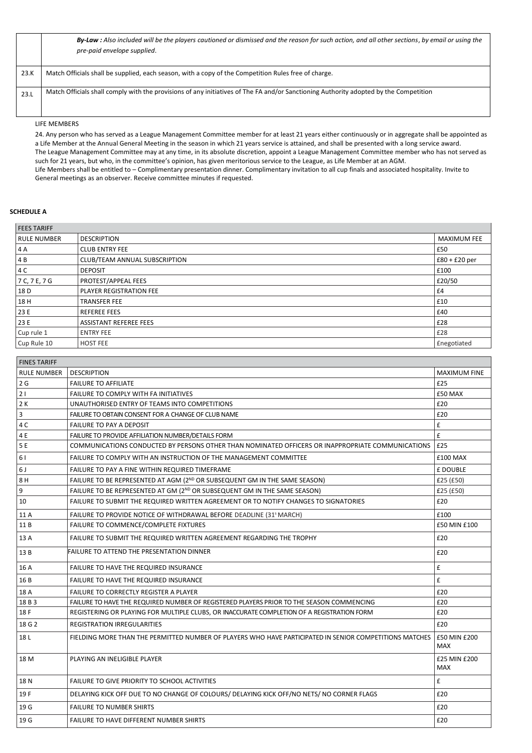| | |
|---|---|
| | ***By-Law :*** *Also included will be the players cautioned or dismissed and the reason for such action, and all other sections, by email or using the pre-paid envelope supplied.* |
| 23.K | Match Officials shall be supplied, each season, with a copy of the Competition Rules free of charge. |
| 23.L | Match Officials shall comply with the provisions of any initiatives of The FA and/or Sanctioning Authority adopted by the Competition |

LIFE MEMBERS

24. Any person who has served as a League Management Committee member for at least 21 years either continuously or in aggregate shall be appointed as a Life Member at the Annual General Meeting in the season in which 21 years service is attained, and shall be presented with a long service award.
The League Management Committee may at any time, in its absolute discretion, appoint a League Management Committee member who has not served as such for 21 years, but who, in the committee's opinion, has given meritorious service to the League, as Life Member at an AGM.
Life Members shall be entitled to – Complimentary presentation dinner. Complimentary invitation to all cup finals and associated hospitality. Invite to General meetings as an observer. Receive committee minutes if requested.

**SCHEDULE A**

| FEES TARIFF | | |
|---|---|---|
| RULE NUMBER | DESCRIPTION | MAXIMUM FEE |
| 4 A | CLUB ENTRY FEE | £50 |
| 4 B | CLUB/TEAM ANNUAL SUBSCRIPTION | £80 + £20 per |
| 4 C | DEPOSIT | £100 |
| 7 C, 7 E, 7 G | PROTEST/APPEAL FEES | £20/50 |
| 18 D | PLAYER REGISTRATION FEE | £4 |
| 18 H | TRANSFER FEE | £10 |
| 23 E | REFEREE FEES | £40 |
| 23 E | ASSISTANT REFEREE FEES | £28 |
| Cup rule 1 | ENTRY FEE | £28 |
| Cup Rule 10 | HOST FEE | £negotiated |

| FINES TARIFF | | |
|---|---|---|
| RULE NUMBER | DESCRIPTION | MAXIMUM FINE |
| 2 G | FAILURE TO AFFILIATE | £25 |
| 2 I | FAILURE TO COMPLY WITH FA INITIATIVES | £50 MAX |
| 2 K | UNAUTHORISED ENTRY OF TEAMS INTO COMPETITIONS | £20 |
| 3 | FAILURE TO OBTAIN CONSENT FOR A CHANGE OF CLUB NAME | £20 |
| 4 C | FAILURE TO PAY A DEPOSIT | £ |
| 4 E | FAILURE TO PROVIDE AFFILIATION NUMBER/DETAILS FORM | £ |
| 5 E | COMMUNICATIONS CONDUCTED BY PERSONS OTHER THAN NOMINATED OFFICERS OR INAPPROPRIATE COMMUNICATIONS | £25 |
| 6 I | FAILURE TO COMPLY WITH AN INSTRUCTION OF THE MANAGEMENT COMMITTEE | £100 MAX |
| 6 J | FAILURE TO PAY A FINE WITHIN REQUIRED TIMEFRAME | £ DOUBLE |
| 8 H | FAILURE TO BE REPRESENTED AT AGM (2ND OR SUBSEQUENT GM IN THE SAME SEASON) | £25 (£50) |
| 9 | FAILURE TO BE REPRESENTED AT GM (2ND OR SUBSEQUENT GM IN THE SAME SEASON) | £25 (£50) |
| 10 | FAILURE TO SUBMIT THE REQUIRED WRITTEN AGREEMENT OR TO NOTIFY CHANGES TO SIGNATORIES | £20 |
| 11 A | FAILURE TO PROVIDE NOTICE OF WITHDRAWAL BEFORE DEADLINE (31st MARCH) | £100 |
| 11 B | FAILURE TO COMMENCE/COMPLETE FIXTURES | £50 MIN £100 |
| 13 A | FAILURE TO SUBMIT THE REQUIRED WRITTEN AGREEMENT REGARDING THE TROPHY | £20 |
| 13 B | FAILURE TO ATTEND THE PRESENTATION DINNER | £20 |
| 16 A | FAILURE TO HAVE THE REQUIRED INSURANCE | £ |
| 16 B | FAILURE TO HAVE THE REQUIRED INSURANCE | £ |
| 18 A | FAILURE TO CORRECTLY REGISTER A PLAYER | £20 |
| 18 B 3 | FAILURE TO HAVE THE REQUIRED NUMBER OF REGISTERED PLAYERS PRIOR TO THE SEASON COMMENCING | £20 |
| 18 F | REGISTERING OR PLAYING FOR MULTIPLE CLUBS, OR INACCURATE COMPLETION OF A REGISTRATION FORM | £20 |
| 18 G 2 | REGISTRATION IRREGULARITIES | £20 |
| 18 L | FIELDING MORE THAN THE PERMITTED NUMBER OF PLAYERS WHO HAVE PARTICIPATED IN SENIOR COMPETITIONS MATCHES | £50 MIN £200 MAX |
| 18 M | PLAYING AN INELIGIBLE PLAYER | £25 MIN £200 MAX |
| 18 N | FAILURE TO GIVE PRIORITY TO SCHOOL ACTIVITIES | £ |
| 19 F | DELAYING KICK OFF DUE TO NO CHANGE OF COLOURS/ DELAYING KICK OFF/NO NETS/ NO CORNER FLAGS | £20 |
| 19 G | FAILURE TO NUMBER SHIRTS | £20 |
| 19 G | FAILURE TO HAVE DIFFERENT NUMBER SHIRTS | £20 |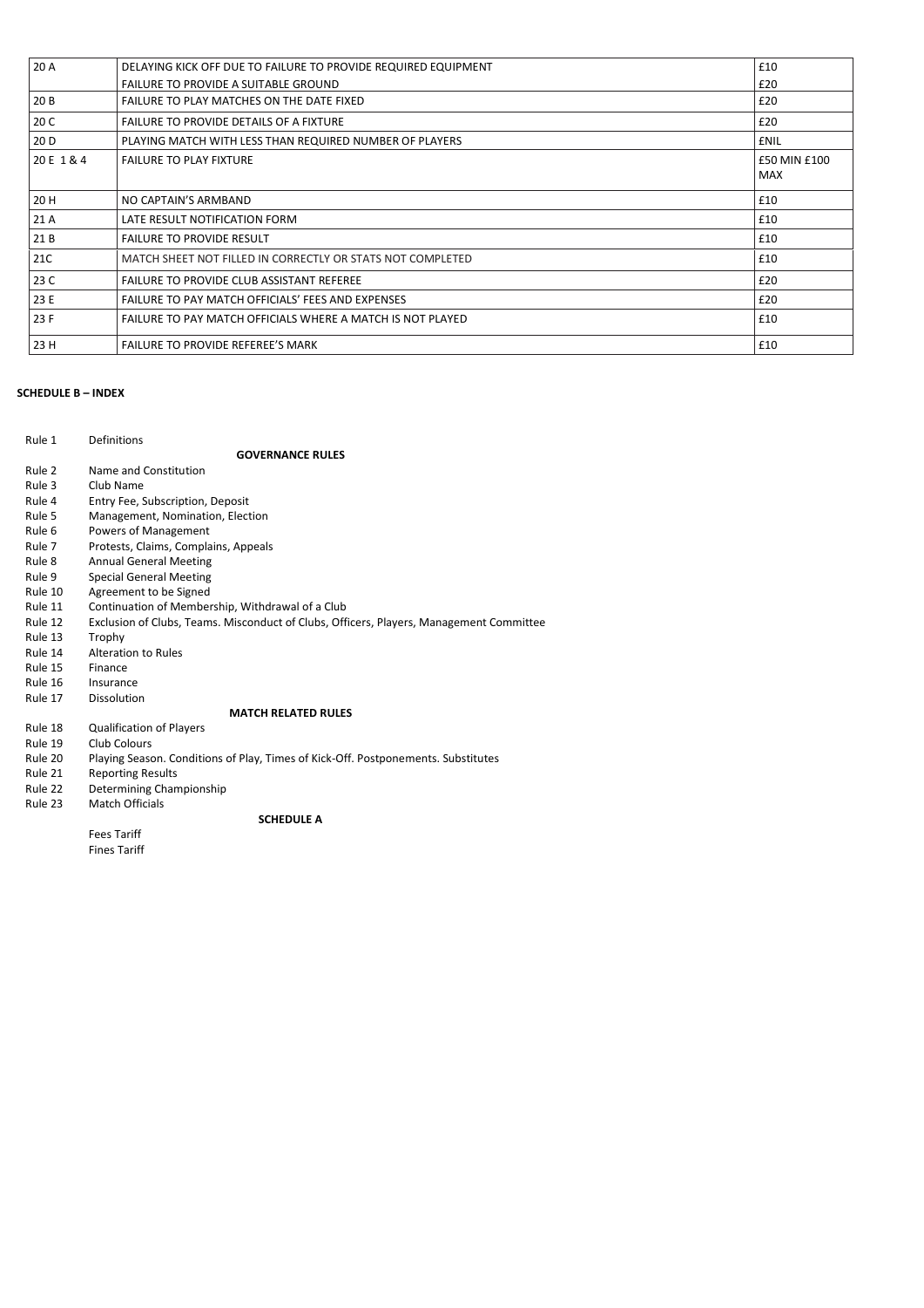| | | |
|---|---|---|
| 20 A | DELAYING KICK OFF DUE TO FAILURE TO PROVIDE REQUIRED EQUIPMENT<br>FAILURE TO PROVIDE A SUITABLE GROUND | £10<br>£20 |
| 20 B | FAILURE TO PLAY MATCHES ON THE DATE FIXED | £20 |
| 20 C | FAILURE TO PROVIDE DETAILS OF A FIXTURE | £20 |
| 20 D | PLAYING MATCH WITH LESS THAN REQUIRED NUMBER OF PLAYERS | £NIL |
| 20 E 1 & 4 | FAILURE TO PLAY FIXTURE | £50 MIN £100 MAX |
| 20 H | NO CAPTAIN'S ARMBAND | £10 |
| 21 A | LATE RESULT NOTIFICATION FORM | £10 |
| 21 B | FAILURE TO PROVIDE RESULT | £10 |
| 21C | MATCH SHEET NOT FILLED IN CORRECTLY OR STATS NOT COMPLETED | £10 |
| 23 C | FAILURE TO PROVIDE CLUB ASSISTANT REFEREE | £20 |
| 23 E | FAILURE TO PAY MATCH OFFICIALS' FEES AND EXPENSES | £20 |
| 23 F | FAILURE TO PAY MATCH OFFICIALS WHERE A MATCH IS NOT PLAYED | £10 |
| 23 H | FAILURE TO PROVIDE REFEREE'S MARK | £10 |

**SCHEDULE B – INDEX**

Rule 1 Definitions

**GOVERNANCE RULES**

Rule 2 Name and Constitution
Rule 3 Club Name
Rule 4 Entry Fee, Subscription, Deposit
Rule 5 Management, Nomination, Election
Rule 6 Powers of Management
Rule 7 Protests, Claims, Complains, Appeals
Rule 8 Annual General Meeting
Rule 9 Special General Meeting
Rule 10 Agreement to be Signed
Rule 11 Continuation of Membership, Withdrawal of a Club
Rule 12 Exclusion of Clubs, Teams. Misconduct of Clubs, Officers, Players, Management Committee
Rule 13 Trophy
Rule 14 Alteration to Rules
Rule 15 Finance
Rule 16 Insurance
Rule 17 Dissolution

**MATCH RELATED RULES**

Rule 18 Qualification of Players
Rule 19 Club Colours
Rule 20 Playing Season. Conditions of Play, Times of Kick-Off. Postponements. Substitutes
Rule 21 Reporting Results
Rule 22 Determining Championship
Rule 23 Match Officials

**SCHEDULE A**

Fees Tariff
Fines Tariff